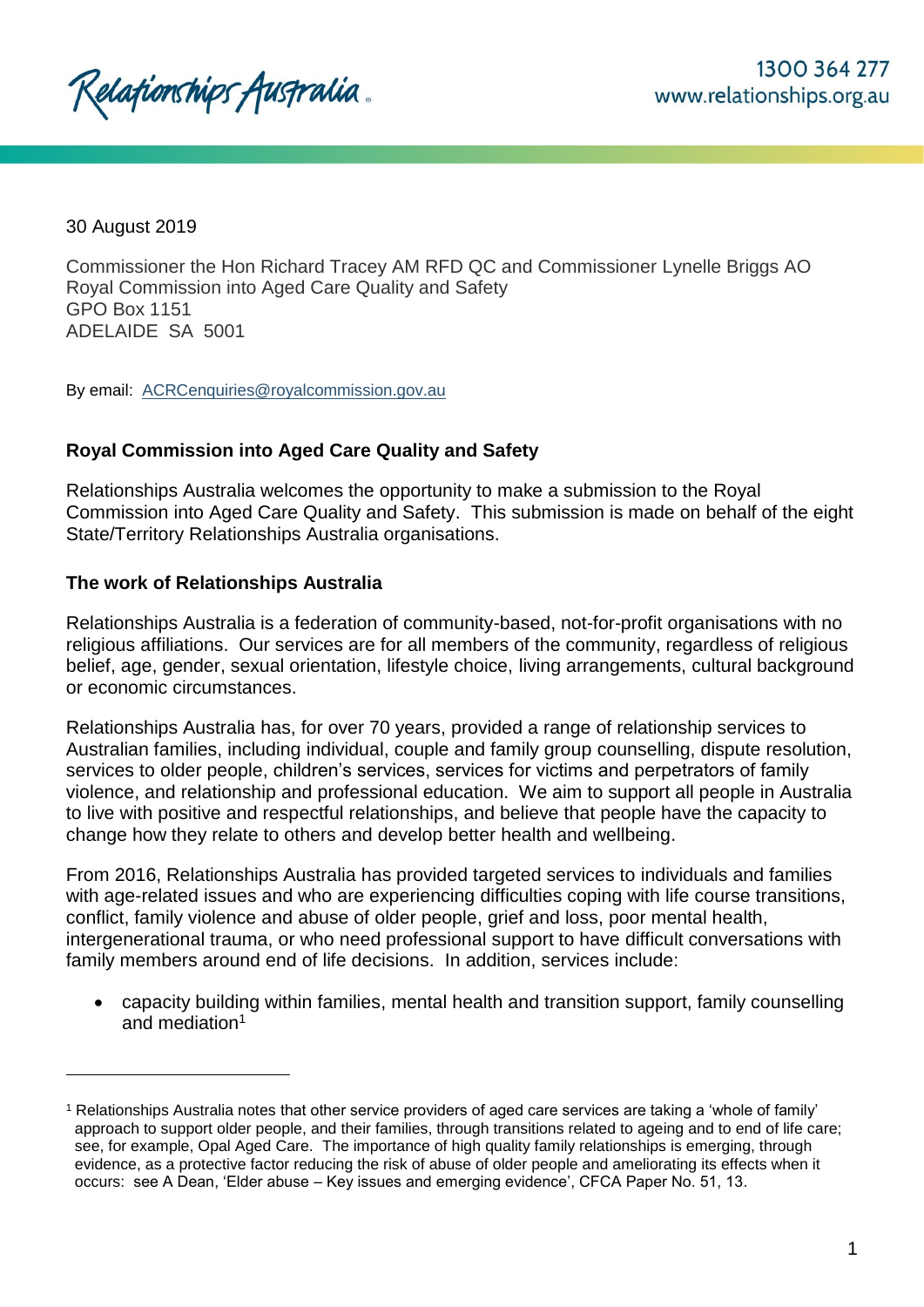Relationships Australia

1300 364 277
www.relationships.org.au

30 August 2019

Commissioner the Hon Richard Tracey AM RFD QC and Commissioner Lynelle Briggs AO
Royal Commission into Aged Care Quality and Safety
GPO Box 1151
ADELAIDE SA 5001

By email: ACRCenquiries@royalcommission.gov.au

**Royal Commission into Aged Care Quality and Safety**

Relationships Australia welcomes the opportunity to make a submission to the Royal Commission into Aged Care Quality and Safety. This submission is made on behalf of the eight State/Territory Relationships Australia organisations.

**The work of Relationships Australia**

Relationships Australia is a federation of community-based, not-for-profit organisations with no religious affiliations. Our services are for all members of the community, regardless of religious belief, age, gender, sexual orientation, lifestyle choice, living arrangements, cultural background or economic circumstances.

Relationships Australia has, for over 70 years, provided a range of relationship services to Australian families, including individual, couple and family group counselling, dispute resolution, services to older people, children's services, services for victims and perpetrators of family violence, and relationship and professional education. We aim to support all people in Australia to live with positive and respectful relationships, and believe that people have the capacity to change how they relate to others and develop better health and wellbeing.

From 2016, Relationships Australia has provided targeted services to individuals and families with age-related issues and who are experiencing difficulties coping with life course transitions, conflict, family violence and abuse of older people, grief and loss, poor mental health, intergenerational trauma, or who need professional support to have difficult conversations with family members around end of life decisions. In addition, services include:

- capacity building within families, mental health and transition support, family counselling and mediation[1]

[1] Relationships Australia notes that other service providers of aged care services are taking a 'whole of family' approach to support older people, and their families, through transitions related to ageing and to end of life care; see, for example, Opal Aged Care. The importance of high quality family relationships is emerging, through evidence, as a protective factor reducing the risk of abuse of older people and ameliorating its effects when it occurs: see A Dean, 'Elder abuse – Key issues and emerging evidence', CFCA Paper No. 51, 13.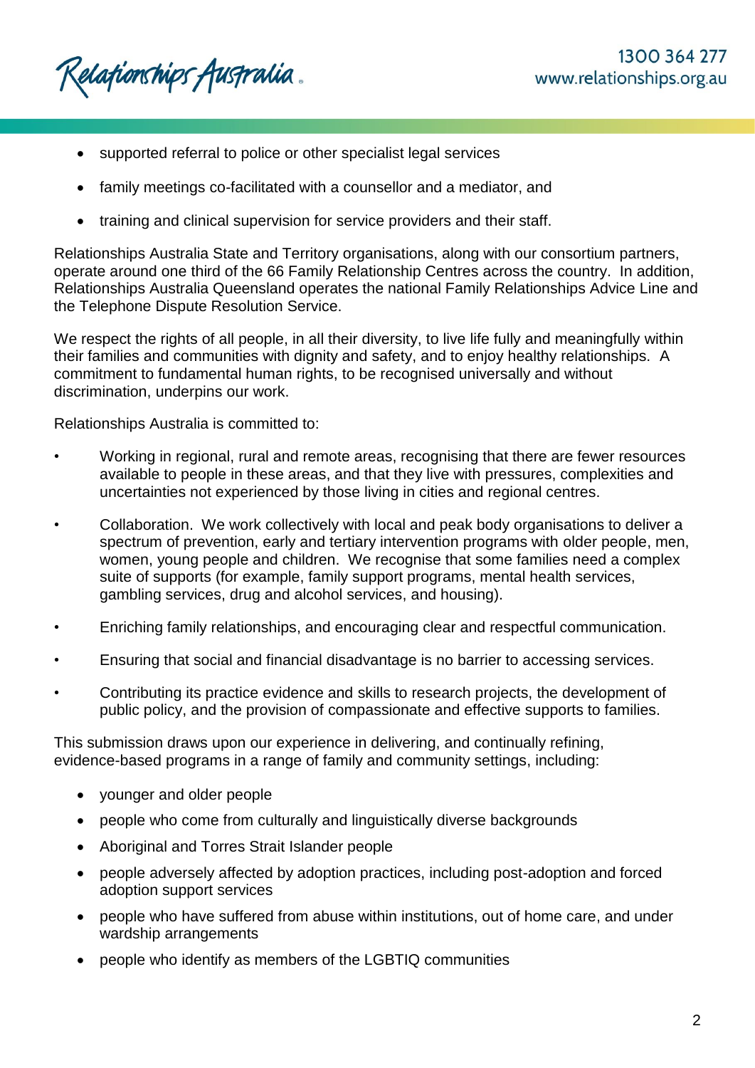- supported referral to police or other specialist legal services
- family meetings co-facilitated with a counsellor and a mediator, and
- training and clinical supervision for service providers and their staff.

Relationships Australia State and Territory organisations, along with our consortium partners, operate around one third of the 66 Family Relationship Centres across the country. In addition, Relationships Australia Queensland operates the national Family Relationships Advice Line and the Telephone Dispute Resolution Service.

We respect the rights of all people, in all their diversity, to live life fully and meaningfully within their families and communities with dignity and safety, and to enjoy healthy relationships. A commitment to fundamental human rights, to be recognised universally and without discrimination, underpins our work.

Relationships Australia is committed to:

- Working in regional, rural and remote areas, recognising that there are fewer resources available to people in these areas, and that they live with pressures, complexities and uncertainties not experienced by those living in cities and regional centres.
- Collaboration. We work collectively with local and peak body organisations to deliver a spectrum of prevention, early and tertiary intervention programs with older people, men, women, young people and children. We recognise that some families need a complex suite of supports (for example, family support programs, mental health services, gambling services, drug and alcohol services, and housing).
- Enriching family relationships, and encouraging clear and respectful communication.
- Ensuring that social and financial disadvantage is no barrier to accessing services.
- Contributing its practice evidence and skills to research projects, the development of public policy, and the provision of compassionate and effective supports to families.

This submission draws upon our experience in delivering, and continually refining, evidence-based programs in a range of family and community settings, including:

- younger and older people
- people who come from culturally and linguistically diverse backgrounds
- Aboriginal and Torres Strait Islander people
- people adversely affected by adoption practices, including post-adoption and forced adoption support services
- people who have suffered from abuse within institutions, out of home care, and under wardship arrangements
- people who identify as members of the LGBTIQ communities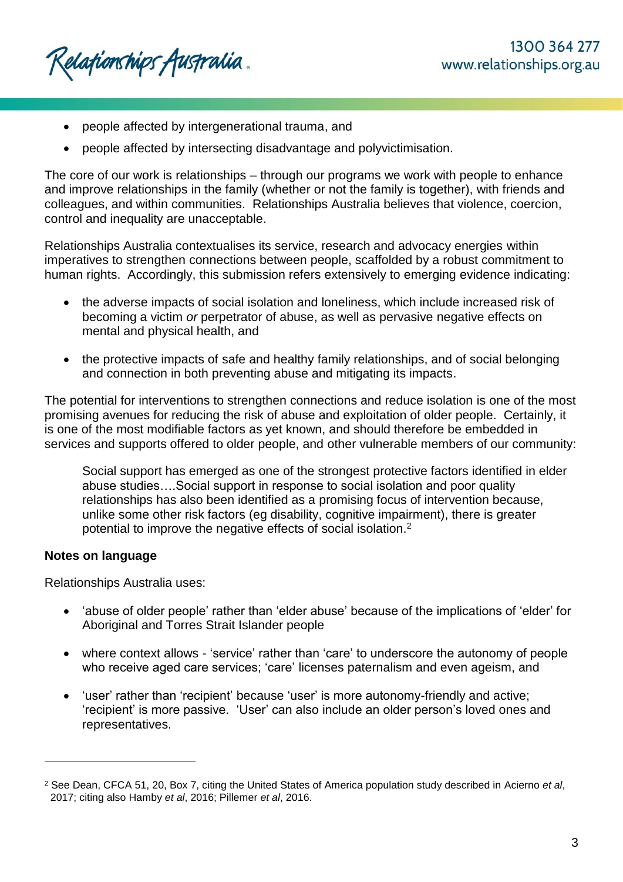- people affected by intergenerational trauma, and
- people affected by intersecting disadvantage and polyvictimisation.

The core of our work is relationships – through our programs we work with people to enhance and improve relationships in the family (whether or not the family is together), with friends and colleagues, and within communities. Relationships Australia believes that violence, coercion, control and inequality are unacceptable.

Relationships Australia contextualises its service, research and advocacy energies within imperatives to strengthen connections between people, scaffolded by a robust commitment to human rights. Accordingly, this submission refers extensively to emerging evidence indicating:

- the adverse impacts of social isolation and loneliness, which include increased risk of becoming a victim *or* perpetrator of abuse, as well as pervasive negative effects on mental and physical health, and
- the protective impacts of safe and healthy family relationships, and of social belonging and connection in both preventing abuse and mitigating its impacts.

The potential for interventions to strengthen connections and reduce isolation is one of the most promising avenues for reducing the risk of abuse and exploitation of older people. Certainly, it is one of the most modifiable factors as yet known, and should therefore be embedded in services and supports offered to older people, and other vulnerable members of our community:

> Social support has emerged as one of the strongest protective factors identified in elder abuse studies….Social support in response to social isolation and poor quality relationships has also been identified as a promising focus of intervention because, unlike some other risk factors (eg disability, cognitive impairment), there is greater potential to improve the negative effects of social isolation.[2]

**Notes on language**

Relationships Australia uses:

- 'abuse of older people' rather than 'elder abuse' because of the implications of 'elder' for Aboriginal and Torres Strait Islander people
- where context allows - 'service' rather than 'care' to underscore the autonomy of people who receive aged care services; 'care' licenses paternalism and even ageism, and
- 'user' rather than 'recipient' because 'user' is more autonomy-friendly and active; 'recipient' is more passive. 'User' can also include an older person's loved ones and representatives.

---

[2] See Dean, CFCA 51, 20, Box 7, citing the United States of America population study described in Acierno *et al*, 2017; citing also Hamby *et al*, 2016; Pillemer *et al*, 2016.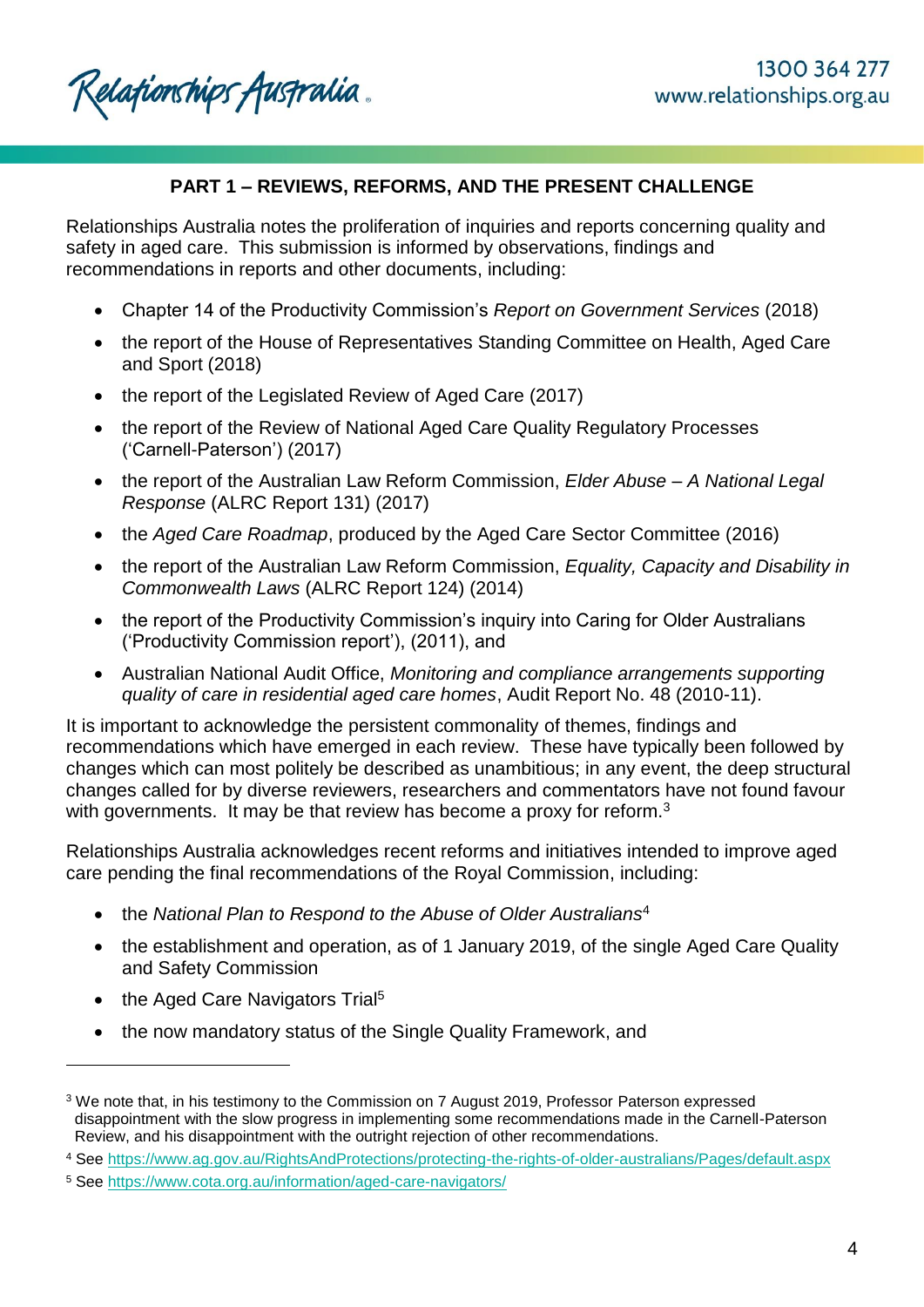## PART 1 – REVIEWS, REFORMS, AND THE PRESENT CHALLENGE

Relationships Australia notes the proliferation of inquiries and reports concerning quality and safety in aged care. This submission is informed by observations, findings and recommendations in reports and other documents, including:

- Chapter 14 of the Productivity Commission's *Report on Government Services* (2018)
- the report of the House of Representatives Standing Committee on Health, Aged Care and Sport (2018)
- the report of the Legislated Review of Aged Care (2017)
- the report of the Review of National Aged Care Quality Regulatory Processes ('Carnell-Paterson') (2017)
- the report of the Australian Law Reform Commission, *Elder Abuse – A National Legal Response* (ALRC Report 131) (2017)
- the *Aged Care Roadmap*, produced by the Aged Care Sector Committee (2016)
- the report of the Australian Law Reform Commission, *Equality, Capacity and Disability in Commonwealth Laws* (ALRC Report 124) (2014)
- the report of the Productivity Commission's inquiry into Caring for Older Australians ('Productivity Commission report'), (2011), and
- Australian National Audit Office, *Monitoring and compliance arrangements supporting quality of care in residential aged care homes*, Audit Report No. 48 (2010-11).

It is important to acknowledge the persistent commonality of themes, findings and recommendations which have emerged in each review. These have typically been followed by changes which can most politely be described as unambitious; in any event, the deep structural changes called for by diverse reviewers, researchers and commentators have not found favour with governments. It may be that review has become a proxy for reform.[3]

Relationships Australia acknowledges recent reforms and initiatives intended to improve aged care pending the final recommendations of the Royal Commission, including:

- the *National Plan to Respond to the Abuse of Older Australians*[4]
- the establishment and operation, as of 1 January 2019, of the single Aged Care Quality and Safety Commission
- the Aged Care Navigators Trial[5]
- the now mandatory status of the Single Quality Framework, and

---

[3] We note that, in his testimony to the Commission on 7 August 2019, Professor Paterson expressed disappointment with the slow progress in implementing some recommendations made in the Carnell-Paterson Review, and his disappointment with the outright rejection of other recommendations.

[4] See https://www.ag.gov.au/RightsAndProtections/protecting-the-rights-of-older-australians/Pages/default.aspx

[5] See https://www.cota.org.au/information/aged-care-navigators/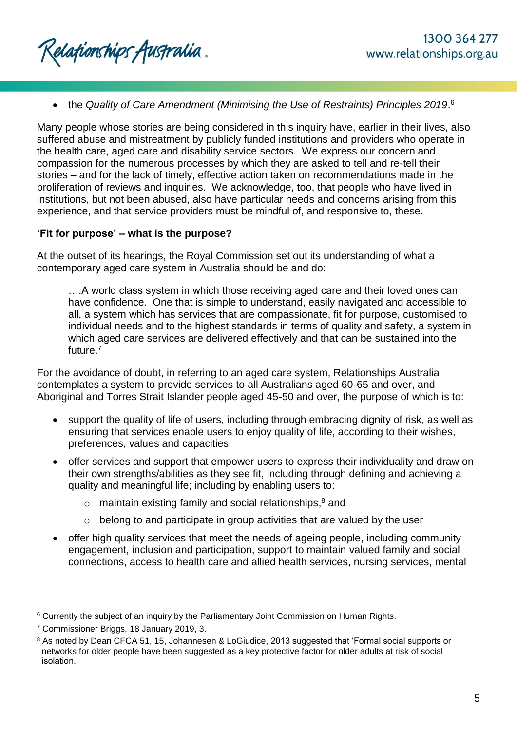- the *Quality of Care Amendment (Minimising the Use of Restraints) Principles 2019*.[6]

Many people whose stories are being considered in this inquiry have, earlier in their lives, also suffered abuse and mistreatment by publicly funded institutions and providers who operate in the health care, aged care and disability service sectors. We express our concern and compassion for the numerous processes by which they are asked to tell and re-tell their stories – and for the lack of timely, effective action taken on recommendations made in the proliferation of reviews and inquiries. We acknowledge, too, that people who have lived in institutions, but not been abused, also have particular needs and concerns arising from this experience, and that service providers must be mindful of, and responsive to, these.

**'Fit for purpose' – what is the purpose?**

At the outset of its hearings, the Royal Commission set out its understanding of what a contemporary aged care system in Australia should be and do:

> ….A world class system in which those receiving aged care and their loved ones can have confidence. One that is simple to understand, easily navigated and accessible to all, a system which has services that are compassionate, fit for purpose, customised to individual needs and to the highest standards in terms of quality and safety, a system in which aged care services are delivered effectively and that can be sustained into the future.[7]

For the avoidance of doubt, in referring to an aged care system, Relationships Australia contemplates a system to provide services to all Australians aged 60-65 and over, and Aboriginal and Torres Strait Islander people aged 45-50 and over, the purpose of which is to:

- support the quality of life of users, including through embracing dignity of risk, as well as ensuring that services enable users to enjoy quality of life, according to their wishes, preferences, values and capacities
- offer services and support that empower users to express their individuality and draw on their own strengths/abilities as they see fit, including through defining and achieving a quality and meaningful life; including by enabling users to:
  - maintain existing family and social relationships,[8] and
  - belong to and participate in group activities that are valued by the user
- offer high quality services that meet the needs of ageing people, including community engagement, inclusion and participation, support to maintain valued family and social connections, access to health care and allied health services, nursing services, mental

[6] Currently the subject of an inquiry by the Parliamentary Joint Commission on Human Rights.

[7] Commissioner Briggs, 18 January 2019, 3.

[8] As noted by Dean CFCA 51, 15, Johannesen & LoGiudice, 2013 suggested that 'Formal social supports or networks for older people have been suggested as a key protective factor for older adults at risk of social isolation.'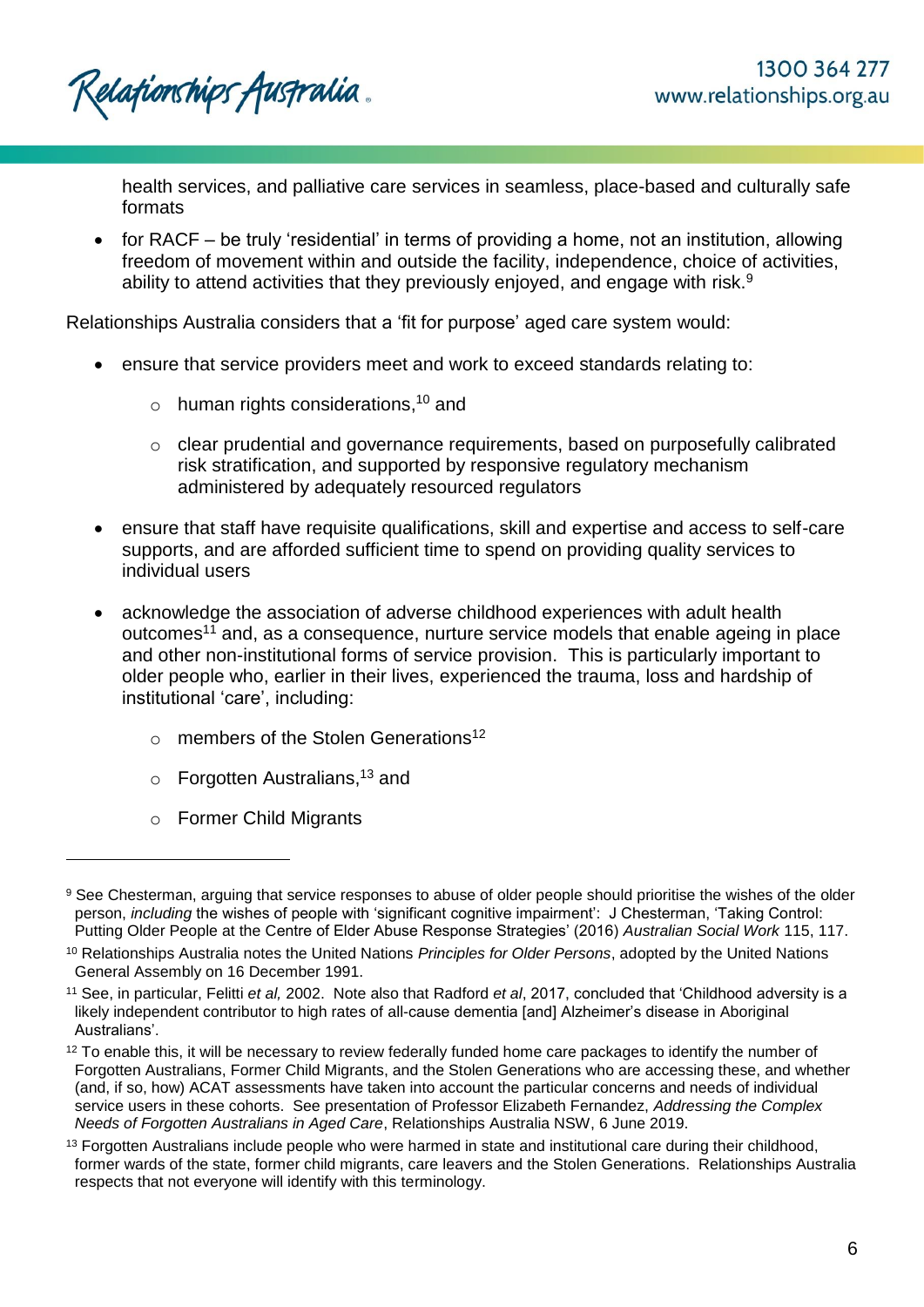health services, and palliative care services in seamless, place-based and culturally safe formats

- for RACF – be truly 'residential' in terms of providing a home, not an institution, allowing freedom of movement within and outside the facility, independence, choice of activities, ability to attend activities that they previously enjoyed, and engage with risk.[9]

Relationships Australia considers that a 'fit for purpose' aged care system would:

- ensure that service providers meet and work to exceed standards relating to:
    - human rights considerations,[10] and
    - clear prudential and governance requirements, based on purposefully calibrated risk stratification, and supported by responsive regulatory mechanism administered by adequately resourced regulators
- ensure that staff have requisite qualifications, skill and expertise and access to self-care supports, and are afforded sufficient time to spend on providing quality services to individual users
- acknowledge the association of adverse childhood experiences with adult health outcomes[11] and, as a consequence, nurture service models that enable ageing in place and other non-institutional forms of service provision. This is particularly important to older people who, earlier in their lives, experienced the trauma, loss and hardship of institutional 'care', including:
    - members of the Stolen Generations[12]
    - Forgotten Australians,[13] and
    - Former Child Migrants

---

[9] See Chesterman, arguing that service responses to abuse of older people should prioritise the wishes of the older person, *including* the wishes of people with 'significant cognitive impairment': J Chesterman, 'Taking Control: Putting Older People at the Centre of Elder Abuse Response Strategies' (2016) *Australian Social Work* 115, 117.

[10] Relationships Australia notes the United Nations *Principles for Older Persons*, adopted by the United Nations General Assembly on 16 December 1991.

[11] See, in particular, Felitti *et al,* 2002. Note also that Radford *et al*, 2017, concluded that 'Childhood adversity is a likely independent contributor to high rates of all-cause dementia [and] Alzheimer's disease in Aboriginal Australians'.

[12] To enable this, it will be necessary to review federally funded home care packages to identify the number of Forgotten Australians, Former Child Migrants, and the Stolen Generations who are accessing these, and whether (and, if so, how) ACAT assessments have taken into account the particular concerns and needs of individual service users in these cohorts. See presentation of Professor Elizabeth Fernandez, *Addressing the Complex Needs of Forgotten Australians in Aged Care*, Relationships Australia NSW, 6 June 2019.

[13] Forgotten Australians include people who were harmed in state and institutional care during their childhood, former wards of the state, former child migrants, care leavers and the Stolen Generations. Relationships Australia respects that not everyone will identify with this terminology.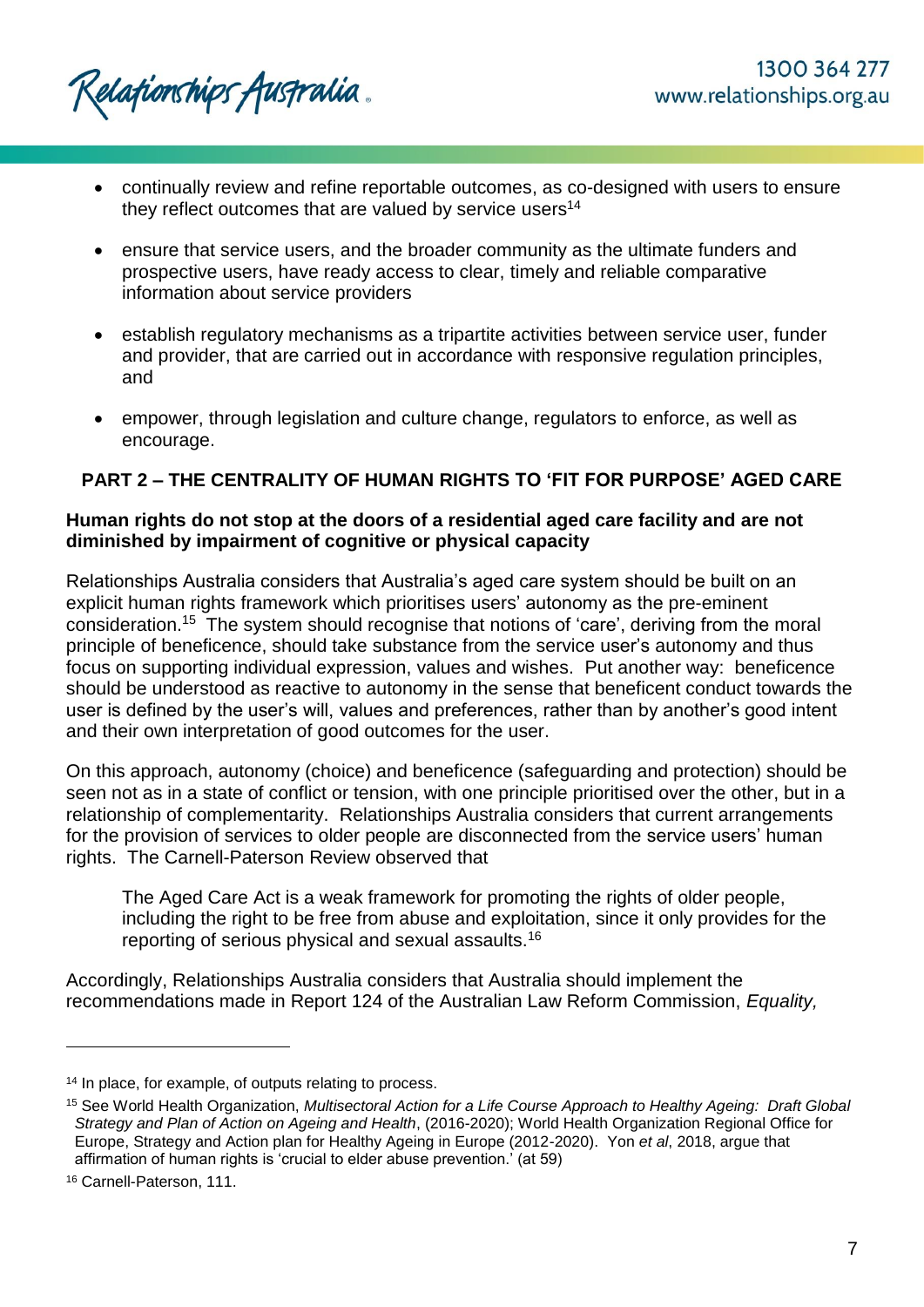- continually review and refine reportable outcomes, as co-designed with users to ensure they reflect outcomes that are valued by service users[14]

- ensure that service users, and the broader community as the ultimate funders and prospective users, have ready access to clear, timely and reliable comparative information about service providers

- establish regulatory mechanisms as a tripartite activities between service user, funder and provider, that are carried out in accordance with responsive regulation principles, and

- empower, through legislation and culture change, regulators to enforce, as well as encourage.

## PART 2 – THE CENTRALITY OF HUMAN RIGHTS TO 'FIT FOR PURPOSE' AGED CARE

### Human rights do not stop at the doors of a residential aged care facility and are not diminished by impairment of cognitive or physical capacity

Relationships Australia considers that Australia's aged care system should be built on an explicit human rights framework which prioritises users' autonomy as the pre-eminent consideration.[15] The system should recognise that notions of 'care', deriving from the moral principle of beneficence, should take substance from the service user's autonomy and thus focus on supporting individual expression, values and wishes. Put another way: beneficence should be understood as reactive to autonomy in the sense that beneficent conduct towards the user is defined by the user's will, values and preferences, rather than by another's good intent and their own interpretation of good outcomes for the user.

On this approach, autonomy (choice) and beneficence (safeguarding and protection) should be seen not as in a state of conflict or tension, with one principle prioritised over the other, but in a relationship of complementarity. Relationships Australia considers that current arrangements for the provision of services to older people are disconnected from the service users' human rights. The Carnell-Paterson Review observed that

> The Aged Care Act is a weak framework for promoting the rights of older people, including the right to be free from abuse and exploitation, since it only provides for the reporting of serious physical and sexual assaults.'[16]

Accordingly, Relationships Australia considers that Australia should implement the recommendations made in Report 124 of the Australian Law Reform Commission, *Equality,*

---

[14] In place, for example, of outputs relating to process.

[15] See World Health Organization, *Multisectoral Action for a Life Course Approach to Healthy Ageing: Draft Global Strategy and Plan of Action on Ageing and Health*, (2016-2020); World Health Organization Regional Office for Europe, Strategy and Action plan for Healthy Ageing in Europe (2012-2020). Yon *et al*, 2018, argue that affirmation of human rights is 'crucial to elder abuse prevention.' (at 59)

[16] Carnell-Paterson, 111.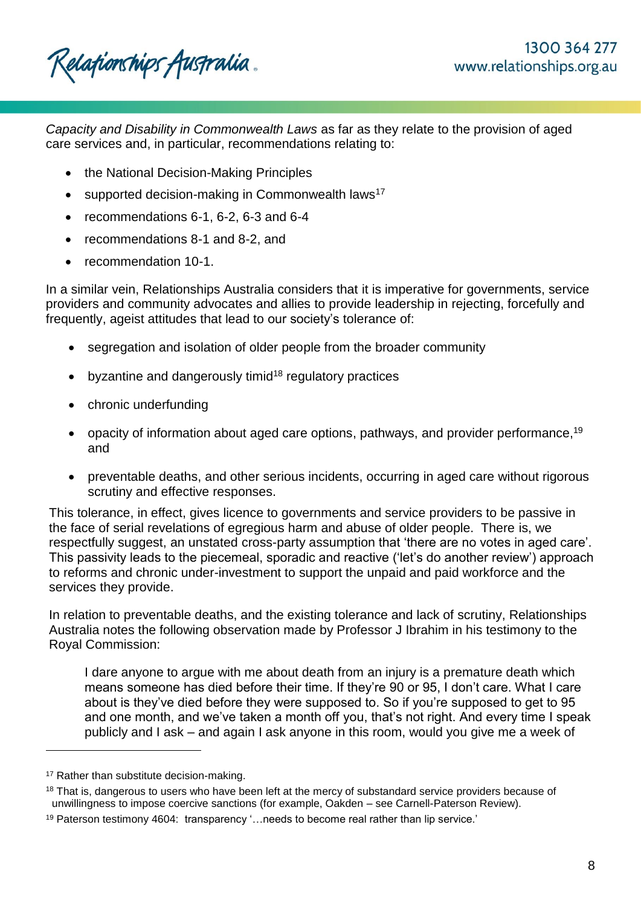*Capacity and Disability in Commonwealth Laws* as far as they relate to the provision of aged care services and, in particular, recommendations relating to:

- the National Decision-Making Principles
- supported decision-making in Commonwealth laws[17]
- recommendations 6-1, 6-2, 6-3 and 6-4
- recommendations 8-1 and 8-2, and
- recommendation 10-1.

In a similar vein, Relationships Australia considers that it is imperative for governments, service providers and community advocates and allies to provide leadership in rejecting, forcefully and frequently, ageist attitudes that lead to our society's tolerance of:

- segregation and isolation of older people from the broader community
- byzantine and dangerously timid[18] regulatory practices
- chronic underfunding
- opacity of information about aged care options, pathways, and provider performance,[19] and
- preventable deaths, and other serious incidents, occurring in aged care without rigorous scrutiny and effective responses.

This tolerance, in effect, gives licence to governments and service providers to be passive in the face of serial revelations of egregious harm and abuse of older people. There is, we respectfully suggest, an unstated cross-party assumption that 'there are no votes in aged care'. This passivity leads to the piecemeal, sporadic and reactive ('let's do another review') approach to reforms and chronic under-investment to support the unpaid and paid workforce and the services they provide.

In relation to preventable deaths, and the existing tolerance and lack of scrutiny, Relationships Australia notes the following observation made by Professor J Ibrahim in his testimony to the Royal Commission:

> I dare anyone to argue with me about death from an injury is a premature death which means someone has died before their time. If they're 90 or 95, I don't care. What I care about is they've died before they were supposed to. So if you're supposed to get to 95 and one month, and we've taken a month off you, that's not right. And every time I speak publicly and I ask – and again I ask anyone in this room, would you give me a week of

---

[17] Rather than substitute decision-making.

[18] That is, dangerous to users who have been left at the mercy of substandard service providers because of unwillingness to impose coercive sanctions (for example, Oakden – see Carnell-Paterson Review).

[19] Paterson testimony 4604: transparency '…needs to become real rather than lip service.'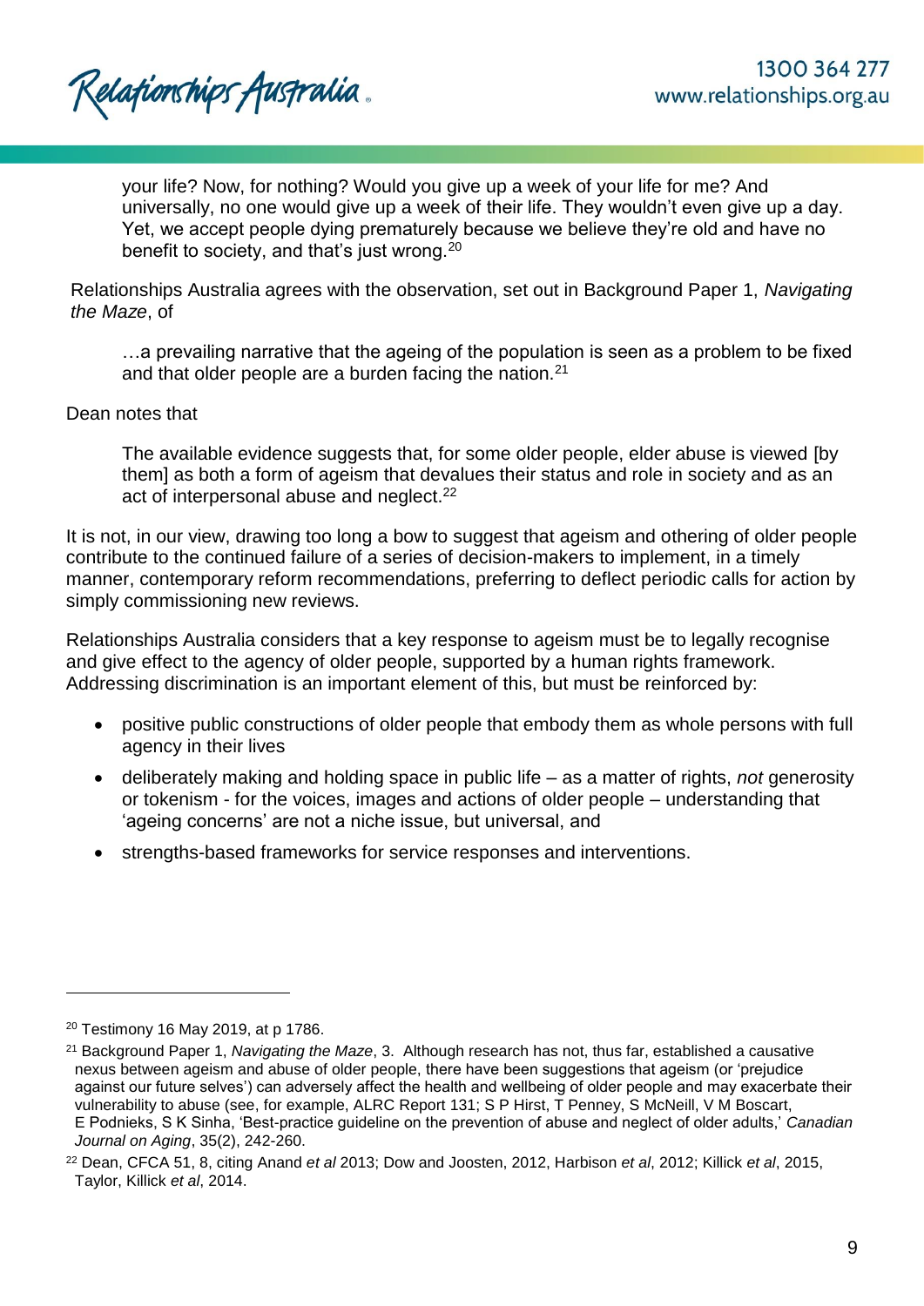> your life? Now, for nothing? Would you give up a week of your life for me? And universally, no one would give up a week of their life. They wouldn't even give up a day. Yet, we accept people dying prematurely because we believe they're old and have no benefit to society, and that's just wrong.[20]

Relationships Australia agrees with the observation, set out in Background Paper 1, *Navigating the Maze*, of

> …a prevailing narrative that the ageing of the population is seen as a problem to be fixed and that older people are a burden facing the nation.[21]

Dean notes that

> The available evidence suggests that, for some older people, elder abuse is viewed [by them] as both a form of ageism that devalues their status and role in society and as an act of interpersonal abuse and neglect.[22]

It is not, in our view, drawing too long a bow to suggest that ageism and othering of older people contribute to the continued failure of a series of decision-makers to implement, in a timely manner, contemporary reform recommendations, preferring to deflect periodic calls for action by simply commissioning new reviews.

Relationships Australia considers that a key response to ageism must be to legally recognise and give effect to the agency of older people, supported by a human rights framework. Addressing discrimination is an important element of this, but must be reinforced by:

- positive public constructions of older people that embody them as whole persons with full agency in their lives
- deliberately making and holding space in public life – as a matter of rights, *not* generosity or tokenism - for the voices, images and actions of older people – understanding that 'ageing concerns' are not a niche issue, but universal, and
- strengths-based frameworks for service responses and interventions.

---

[20] Testimony 16 May 2019, at p 1786.

[21] Background Paper 1, *Navigating the Maze*, 3. Although research has not, thus far, established a causative nexus between ageism and abuse of older people, there have been suggestions that ageism (or 'prejudice against our future selves') can adversely affect the health and wellbeing of older people and may exacerbate their vulnerability to abuse (see, for example, ALRC Report 131; S P Hirst, T Penney, S McNeill, V M Boscart, E Podnieks, S K Sinha, 'Best-practice guideline on the prevention of abuse and neglect of older adults,' *Canadian Journal on Aging*, 35(2), 242-260.

[22] Dean, CFCA 51, 8, citing Anand *et al* 2013; Dow and Joosten, 2012, Harbison *et al*, 2012; Killick *et al*, 2015, Taylor, Killick *et al*, 2014.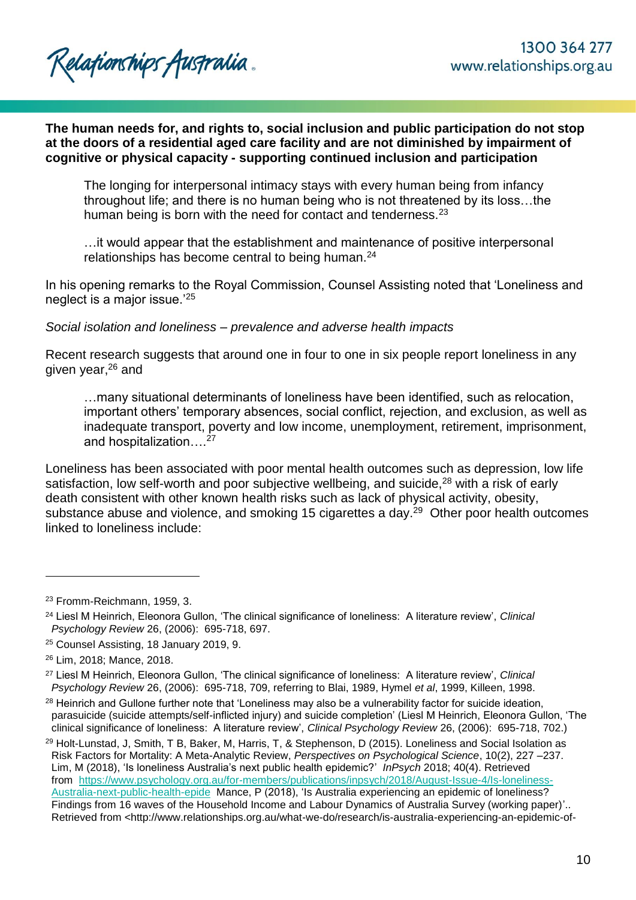**The human needs for, and rights to, social inclusion and public participation do not stop at the doors of a residential aged care facility and are not diminished by impairment of cognitive or physical capacity - supporting continued inclusion and participation**

> The longing for interpersonal intimacy stays with every human being from infancy throughout life; and there is no human being who is not threatened by its loss…the human being is born with the need for contact and tenderness.[23]

> …it would appear that the establishment and maintenance of positive interpersonal relationships has become central to being human.[24]

In his opening remarks to the Royal Commission, Counsel Assisting noted that 'Loneliness and neglect is a major issue.'[25]

*Social isolation and loneliness – prevalence and adverse health impacts*

Recent research suggests that around one in four to one in six people report loneliness in any given year,[26] and

> …many situational determinants of loneliness have been identified, such as relocation, important others' temporary absences, social conflict, rejection, and exclusion, as well as inadequate transport, poverty and low income, unemployment, retirement, imprisonment, and hospitalization….[27]

Loneliness has been associated with poor mental health outcomes such as depression, low life satisfaction, low self-worth and poor subjective wellbeing, and suicide,[28] with a risk of early death consistent with other known health risks such as lack of physical activity, obesity, substance abuse and violence, and smoking 15 cigarettes a day.[29] Other poor health outcomes linked to loneliness include:

---

[23] Fromm-Reichmann, 1959, 3.

[24] Liesl M Heinrich, Eleonora Gullon, 'The clinical significance of loneliness: A literature review', *Clinical Psychology Review* 26, (2006): 695-718, 697.

[25] Counsel Assisting, 18 January 2019, 9.

[26] Lim, 2018; Mance, 2018.

[27] Liesl M Heinrich, Eleonora Gullon, 'The clinical significance of loneliness: A literature review', *Clinical Psychology Review* 26, (2006): 695-718, 709, referring to Blai, 1989, Hymel *et al*, 1999, Killeen, 1998.

[28] Heinrich and Gullone further note that 'Loneliness may also be a vulnerability factor for suicide ideation, parasuicide (suicide attempts/self-inflicted injury) and suicide completion' (Liesl M Heinrich, Eleonora Gullon, 'The clinical significance of loneliness: A literature review', *Clinical Psychology Review* 26, (2006): 695-718, 702.)

[29] Holt-Lunstad, J, Smith, T B, Baker, M, Harris, T, & Stephenson, D (2015). Loneliness and Social Isolation as Risk Factors for Mortality: A Meta-Analytic Review, *Perspectives on Psychological Science*, 10(2), 227 –237. Lim, M (2018), 'Is loneliness Australia's next public health epidemic?' *InPsych* 2018; 40(4). Retrieved from https://www.psychology.org.au/for-members/publications/inpsych/2018/August-Issue-4/Is-loneliness-Australia-next-public-health-epide Mance, P (2018), 'Is Australia experiencing an epidemic of loneliness? Findings from 16 waves of the Household Income and Labour Dynamics of Australia Survey (working paper)'.. Retrieved from <http://www.relationships.org.au/what-we-do/research/is-australia-experiencing-an-epidemic-of-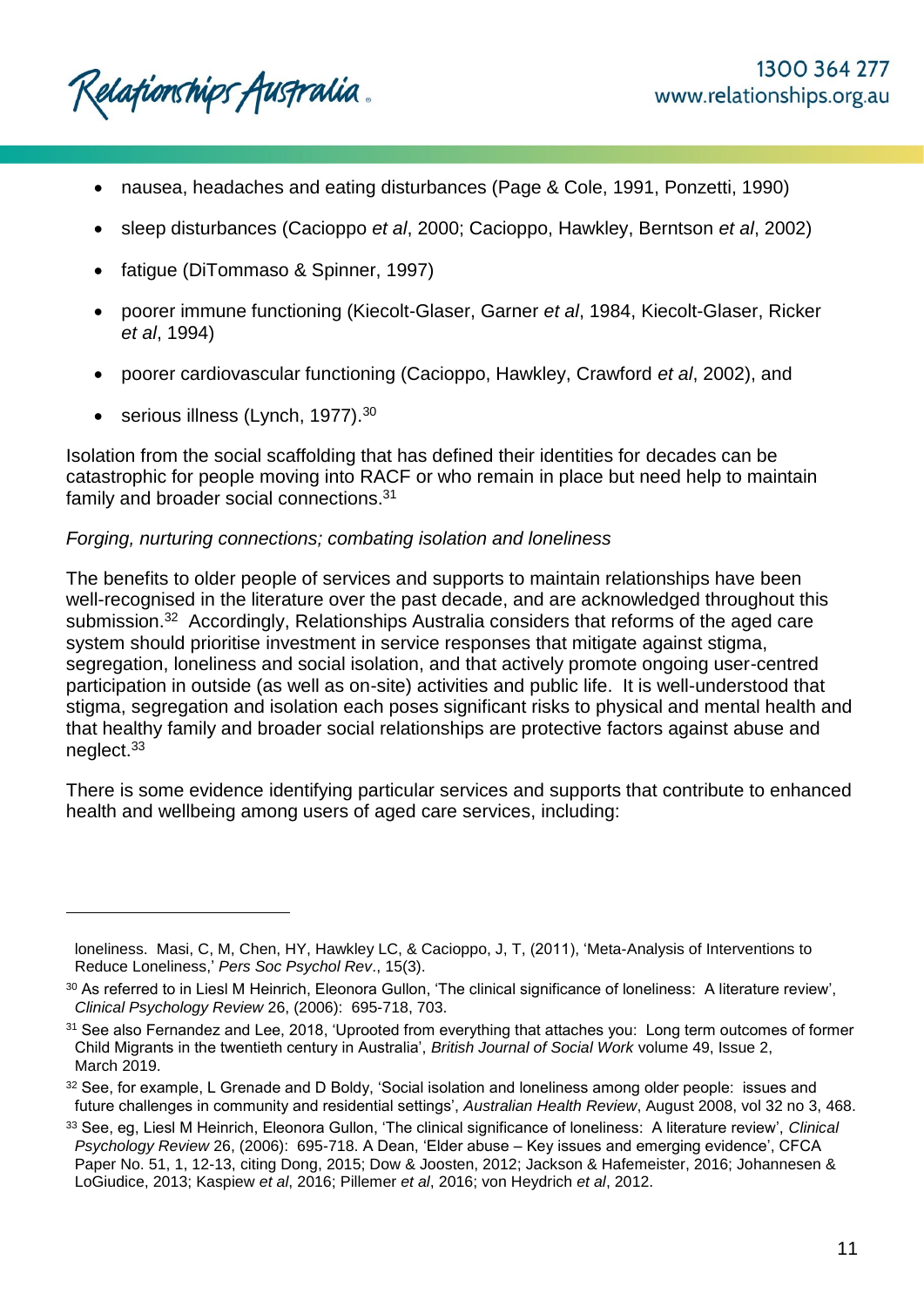- nausea, headaches and eating disturbances (Page & Cole, 1991, Ponzetti, 1990)
- sleep disturbances (Cacioppo *et al*, 2000; Cacioppo, Hawkley, Berntson *et al*, 2002)
- fatigue (DiTommaso & Spinner, 1997)
- poorer immune functioning (Kiecolt-Glaser, Garner *et al*, 1984, Kiecolt-Glaser, Ricker *et al*, 1994)
- poorer cardiovascular functioning (Cacioppo, Hawkley, Crawford *et al*, 2002), and
- serious illness (Lynch, 1977).[30]

Isolation from the social scaffolding that has defined their identities for decades can be catastrophic for people moving into RACF or who remain in place but need help to maintain family and broader social connections.[31]

*Forging, nurturing connections; combating isolation and loneliness*

The benefits to older people of services and supports to maintain relationships have been well-recognised in the literature over the past decade, and are acknowledged throughout this submission.[32] Accordingly, Relationships Australia considers that reforms of the aged care system should prioritise investment in service responses that mitigate against stigma, segregation, loneliness and social isolation, and that actively promote ongoing user-centred participation in outside (as well as on-site) activities and public life. It is well-understood that stigma, segregation and isolation each poses significant risks to physical and mental health and that healthy family and broader social relationships are protective factors against abuse and neglect.[33]

There is some evidence identifying particular services and supports that contribute to enhanced health and wellbeing among users of aged care services, including:

---

loneliness. Masi, C, M, Chen, HY, Hawkley LC, & Cacioppo, J, T, (2011), 'Meta-Analysis of Interventions to Reduce Loneliness,' *Pers Soc Psychol Rev*., 15(3).

[30] As referred to in Liesl M Heinrich, Eleonora Gullon, 'The clinical significance of loneliness: A literature review', *Clinical Psychology Review* 26, (2006): 695-718, 703.

[31] See also Fernandez and Lee, 2018, 'Uprooted from everything that attaches you: Long term outcomes of former Child Migrants in the twentieth century in Australia', *British Journal of Social Work* volume 49, Issue 2, March 2019.

[32] See, for example, L Grenade and D Boldy, 'Social isolation and loneliness among older people: issues and future challenges in community and residential settings', *Australian Health Review*, August 2008, vol 32 no 3, 468.

[33] See, eg, Liesl M Heinrich, Eleonora Gullon, 'The clinical significance of loneliness: A literature review', *Clinical Psychology Review* 26, (2006): 695-718. A Dean, 'Elder abuse – Key issues and emerging evidence', CFCA Paper No. 51, 1, 12-13, citing Dong, 2015; Dow & Joosten, 2012; Jackson & Hafemeister, 2016; Johannesen & LoGiudice, 2013; Kaspiew *et al*, 2016; Pillemer *et al*, 2016; von Heydrich *et al*, 2012.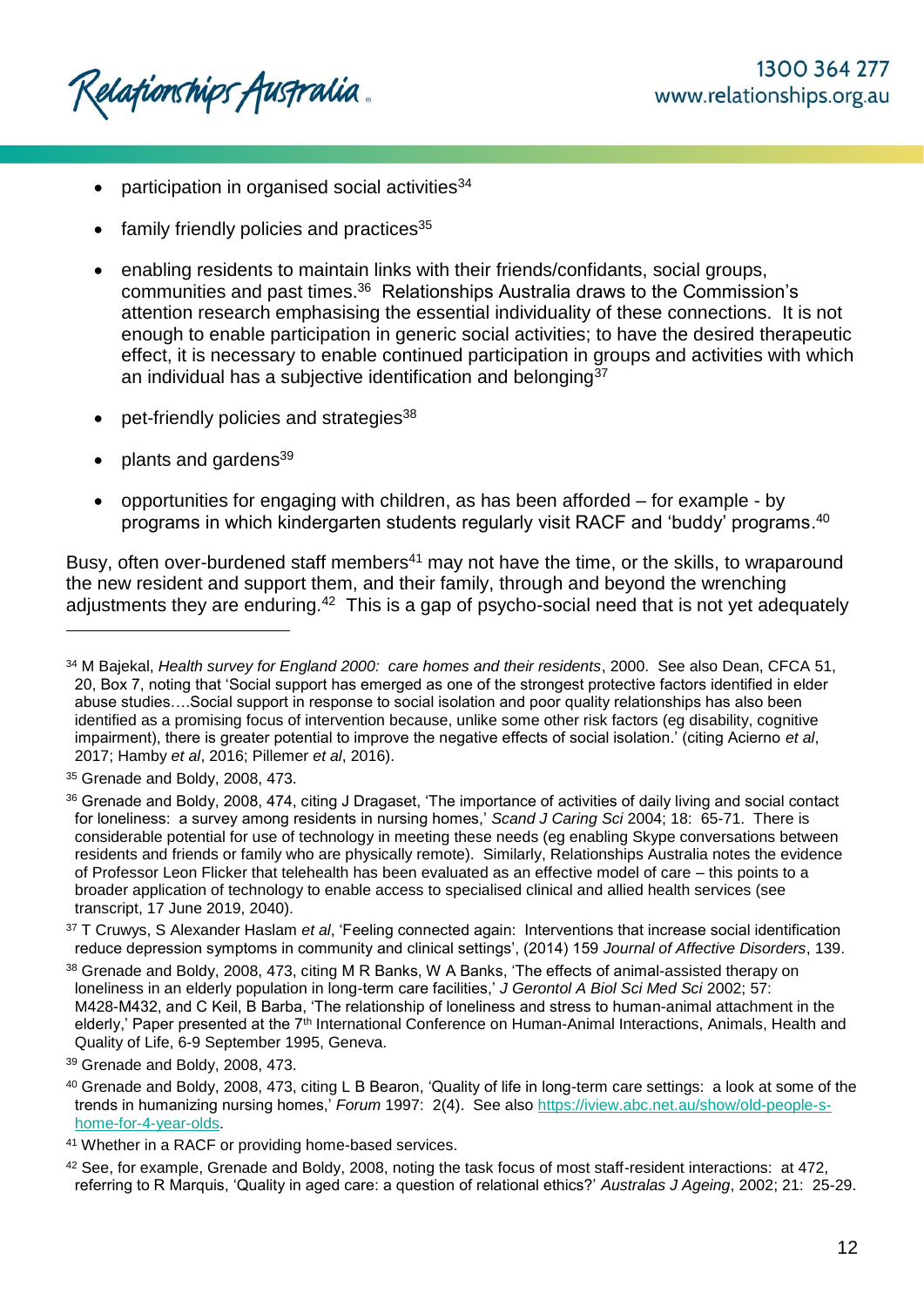- participation in organised social activities[34]
- family friendly policies and practices[35]
- enabling residents to maintain links with their friends/confidants, social groups, communities and past times.[36] Relationships Australia draws to the Commission's attention research emphasising the essential individuality of these connections. It is not enough to enable participation in generic social activities; to have the desired therapeutic effect, it is necessary to enable continued participation in groups and activities with which an individual has a subjective identification and belonging[37]
- pet-friendly policies and strategies[38]
- plants and gardens[39]
- opportunities for engaging with children, as has been afforded – for example - by programs in which kindergarten students regularly visit RACF and 'buddy' programs.[40]

Busy, often over-burdened staff members[41] may not have the time, or the skills, to wraparound the new resident and support them, and their family, through and beyond the wrenching adjustments they are enduring.[42] This is a gap of psycho-social need that is not yet adequately

---

[34] M Bajekal, *Health survey for England 2000: care homes and their residents*, 2000. See also Dean, CFCA 51, 20, Box 7, noting that 'Social support has emerged as one of the strongest protective factors identified in elder abuse studies….Social support in response to social isolation and poor quality relationships has also been identified as a promising focus of intervention because, unlike some other risk factors (eg disability, cognitive impairment), there is greater potential to improve the negative effects of social isolation.' (citing Acierno *et al*, 2017; Hamby *et al*, 2016; Pillemer *et al*, 2016).

[35] Grenade and Boldy, 2008, 473.

[36] Grenade and Boldy, 2008, 474, citing J Dragaset, 'The importance of activities of daily living and social contact for loneliness: a survey among residents in nursing homes,' *Scand J Caring Sci* 2004; 18: 65-71. There is considerable potential for use of technology in meeting these needs (eg enabling Skype conversations between residents and friends or family who are physically remote). Similarly, Relationships Australia notes the evidence of Professor Leon Flicker that telehealth has been evaluated as an effective model of care – this points to a broader application of technology to enable access to specialised clinical and allied health services (see transcript, 17 June 2019, 2040).

[37] T Cruwys, S Alexander Haslam *et al*, 'Feeling connected again: Interventions that increase social identification reduce depression symptoms in community and clinical settings', (2014) 159 *Journal of Affective Disorders*, 139.

[38] Grenade and Boldy, 2008, 473, citing M R Banks, W A Banks, 'The effects of animal-assisted therapy on loneliness in an elderly population in long-term care facilities,' *J Gerontol A Biol Sci Med Sci* 2002; 57: M428-M432, and C Keil, B Barba, 'The relationship of loneliness and stress to human-animal attachment in the elderly,' Paper presented at the 7th International Conference on Human-Animal Interactions, Animals, Health and Quality of Life, 6-9 September 1995, Geneva.

[39] Grenade and Boldy, 2008, 473.

[40] Grenade and Boldy, 2008, 473, citing L B Bearon, 'Quality of life in long-term care settings: a look at some of the trends in humanizing nursing homes,' *Forum* 1997: 2(4). See also https://iview.abc.net.au/show/old-people-s-home-for-4-year-olds.

[41] Whether in a RACF or providing home-based services.

[42] See, for example, Grenade and Boldy, 2008, noting the task focus of most staff-resident interactions: at 472, referring to R Marquis, 'Quality in aged care: a question of relational ethics?' *Australas J Ageing*, 2002; 21: 25-29.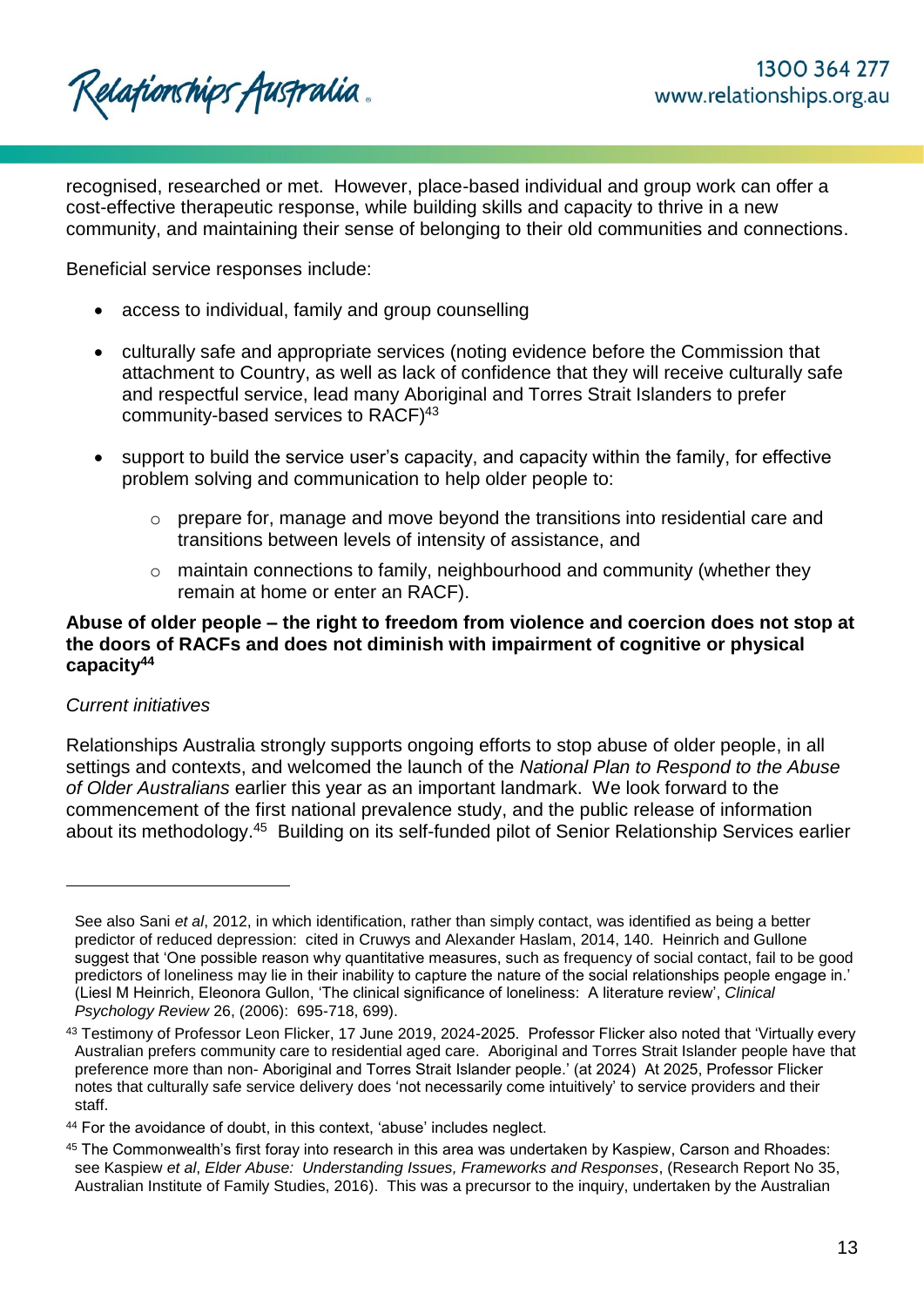recognised, researched or met. However, place-based individual and group work can offer a cost-effective therapeutic response, while building skills and capacity to thrive in a new community, and maintaining their sense of belonging to their old communities and connections.

Beneficial service responses include:

- access to individual, family and group counselling
- culturally safe and appropriate services (noting evidence before the Commission that attachment to Country, as well as lack of confidence that they will receive culturally safe and respectful service, lead many Aboriginal and Torres Strait Islanders to prefer community-based services to RACF)[43]
- support to build the service user's capacity, and capacity within the family, for effective problem solving and communication to help older people to:
  - prepare for, manage and move beyond the transitions into residential care and transitions between levels of intensity of assistance, and
  - maintain connections to family, neighbourhood and community (whether they remain at home or enter an RACF).

**Abuse of older people – the right to freedom from violence and coercion does not stop at the doors of RACFs and does not diminish with impairment of cognitive or physical capacity[44]**

*Current initiatives*

Relationships Australia strongly supports ongoing efforts to stop abuse of older people, in all settings and contexts, and welcomed the launch of the *National Plan to Respond to the Abuse of Older Australians* earlier this year as an important landmark. We look forward to the commencement of the first national prevalence study, and the public release of information about its methodology.[45] Building on its self-funded pilot of Senior Relationship Services earlier

---

See also Sani *et al*, 2012, in which identification, rather than simply contact, was identified as being a better predictor of reduced depression: cited in Cruwys and Alexander Haslam, 2014, 140. Heinrich and Gullone suggest that 'One possible reason why quantitative measures, such as frequency of social contact, fail to be good predictors of loneliness may lie in their inability to capture the nature of the social relationships people engage in.' (Liesl M Heinrich, Eleonora Gullon, 'The clinical significance of loneliness: A literature review', *Clinical Psychology Review* 26, (2006): 695-718, 699).

[43] Testimony of Professor Leon Flicker, 17 June 2019, 2024-2025. Professor Flicker also noted that 'Virtually every Australian prefers community care to residential aged care. Aboriginal and Torres Strait Islander people have that preference more than non- Aboriginal and Torres Strait Islander people.' (at 2024) At 2025, Professor Flicker notes that culturally safe service delivery does 'not necessarily come intuitively' to service providers and their staff.

[44] For the avoidance of doubt, in this context, 'abuse' includes neglect.

[45] The Commonwealth's first foray into research in this area was undertaken by Kaspiew, Carson and Rhoades: see Kaspiew *et al*, *Elder Abuse: Understanding Issues, Frameworks and Responses*, (Research Report No 35, Australian Institute of Family Studies, 2016). This was a precursor to the inquiry, undertaken by the Australian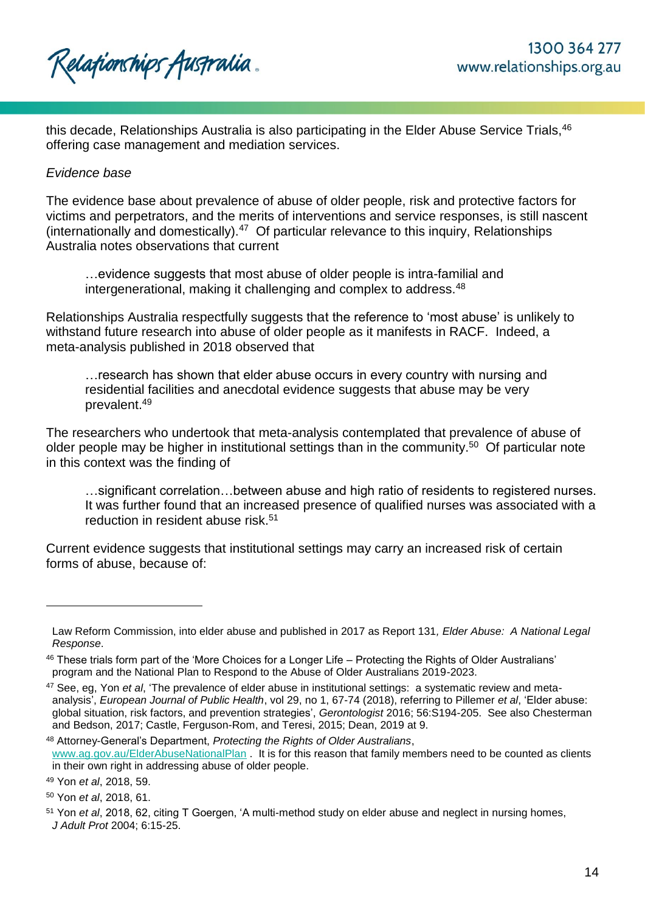this decade, Relationships Australia is also participating in the Elder Abuse Service Trials,[46] offering case management and mediation services.

*Evidence base*

The evidence base about prevalence of abuse of older people, risk and protective factors for victims and perpetrators, and the merits of interventions and service responses, is still nascent (internationally and domestically).[47] Of particular relevance to this inquiry, Relationships Australia notes observations that current

> …evidence suggests that most abuse of older people is intra-familial and intergenerational, making it challenging and complex to address.[48]

Relationships Australia respectfully suggests that the reference to 'most abuse' is unlikely to withstand future research into abuse of older people as it manifests in RACF. Indeed, a meta-analysis published in 2018 observed that

> …research has shown that elder abuse occurs in every country with nursing and residential facilities and anecdotal evidence suggests that abuse may be very prevalent.[49]

The researchers who undertook that meta-analysis contemplated that prevalence of abuse of older people may be higher in institutional settings than in the community.[50] Of particular note in this context was the finding of

> …significant correlation…between abuse and high ratio of residents to registered nurses. It was further found that an increased presence of qualified nurses was associated with a reduction in resident abuse risk.[51]

Current evidence suggests that institutional settings may carry an increased risk of certain forms of abuse, because of:

---

Law Reform Commission, into elder abuse and published in 2017 as Report 131, *Elder Abuse: A National Legal Response*.

[46] These trials form part of the 'More Choices for a Longer Life – Protecting the Rights of Older Australians' program and the National Plan to Respond to the Abuse of Older Australians 2019-2023.

[47] See, eg, Yon *et al*, 'The prevalence of elder abuse in institutional settings: a systematic review and meta-analysis', *European Journal of Public Health*, vol 29, no 1, 67-74 (2018), referring to Pillemer *et al*, 'Elder abuse: global situation, risk factors, and prevention strategies', *Gerontologist* 2016; 56:S194-205. See also Chesterman and Bedson, 2017; Castle, Ferguson-Rom, and Teresi, 2015; Dean, 2019 at 9.

[48] Attorney-General's Department, *Protecting the Rights of Older Australians*, www.ag.gov.au/ElderAbuseNationalPlan . It is for this reason that family members need to be counted as clients in their own right in addressing abuse of older people.

[49] Yon *et al*, 2018, 59.

[50] Yon *et al*, 2018, 61.

[51] Yon *et al*, 2018, 62, citing T Goergen, 'A multi-method study on elder abuse and neglect in nursing homes, *J Adult Prot* 2004; 6:15-25.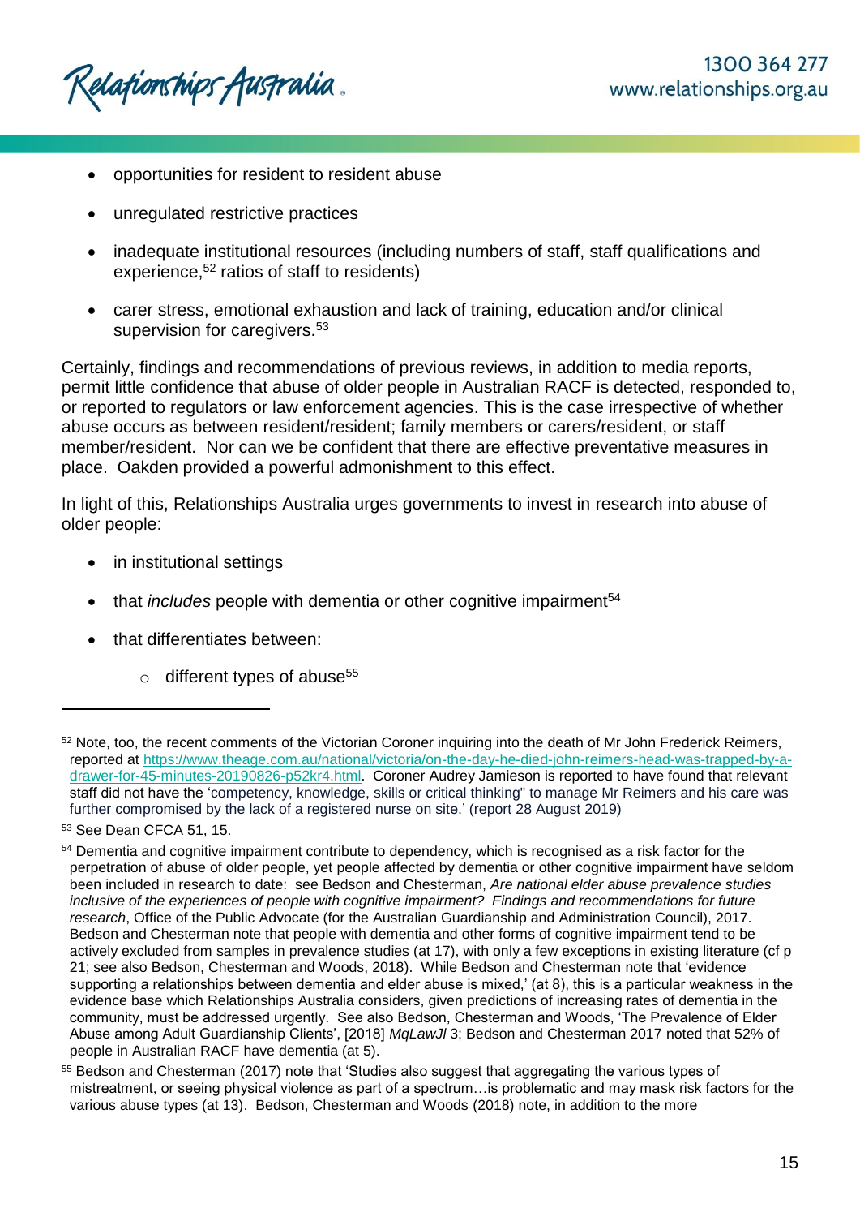- opportunities for resident to resident abuse
- unregulated restrictive practices
- inadequate institutional resources (including numbers of staff, staff qualifications and experience,[52] ratios of staff to residents)
- carer stress, emotional exhaustion and lack of training, education and/or clinical supervision for caregivers.[53]

Certainly, findings and recommendations of previous reviews, in addition to media reports, permit little confidence that abuse of older people in Australian RACF is detected, responded to, or reported to regulators or law enforcement agencies. This is the case irrespective of whether abuse occurs as between resident/resident; family members or carers/resident, or staff member/resident. Nor can we be confident that there are effective preventative measures in place. Oakden provided a powerful admonishment to this effect.

In light of this, Relationships Australia urges governments to invest in research into abuse of older people:

- in institutional settings
- that *includes* people with dementia or other cognitive impairment[54]
- that differentiates between:
  - different types of abuse[55]

---

[52] Note, too, the recent comments of the Victorian Coroner inquiring into the death of Mr John Frederick Reimers, reported at https://www.theage.com.au/national/victoria/on-the-day-he-died-john-reimers-head-was-trapped-by-a-drawer-for-45-minutes-20190826-p52kr4.html. Coroner Audrey Jamieson is reported to have found that relevant staff did not have the 'competency, knowledge, skills or critical thinking" to manage Mr Reimers and his care was further compromised by the lack of a registered nurse on site.' (report 28 August 2019)

[53] See Dean CFCA 51, 15.

[54] Dementia and cognitive impairment contribute to dependency, which is recognised as a risk factor for the perpetration of abuse of older people, yet people affected by dementia or other cognitive impairment have seldom been included in research to date: see Bedson and Chesterman, *Are national elder abuse prevalence studies inclusive of the experiences of people with cognitive impairment? Findings and recommendations for future research*, Office of the Public Advocate (for the Australian Guardianship and Administration Council), 2017. Bedson and Chesterman note that people with dementia and other forms of cognitive impairment tend to be actively excluded from samples in prevalence studies (at 17), with only a few exceptions in existing literature (cf p 21; see also Bedson, Chesterman and Woods, 2018). While Bedson and Chesterman note that 'evidence supporting a relationships between dementia and elder abuse is mixed,' (at 8), this is a particular weakness in the evidence base which Relationships Australia considers, given predictions of increasing rates of dementia in the community, must be addressed urgently. See also Bedson, Chesterman and Woods, 'The Prevalence of Elder Abuse among Adult Guardianship Clients', [2018] *MqLawJl* 3; Bedson and Chesterman 2017 noted that 52% of people in Australian RACF have dementia (at 5).

[55] Bedson and Chesterman (2017) note that 'Studies also suggest that aggregating the various types of mistreatment, or seeing physical violence as part of a spectrum…is problematic and may mask risk factors for the various abuse types (at 13). Bedson, Chesterman and Woods (2018) note, in addition to the more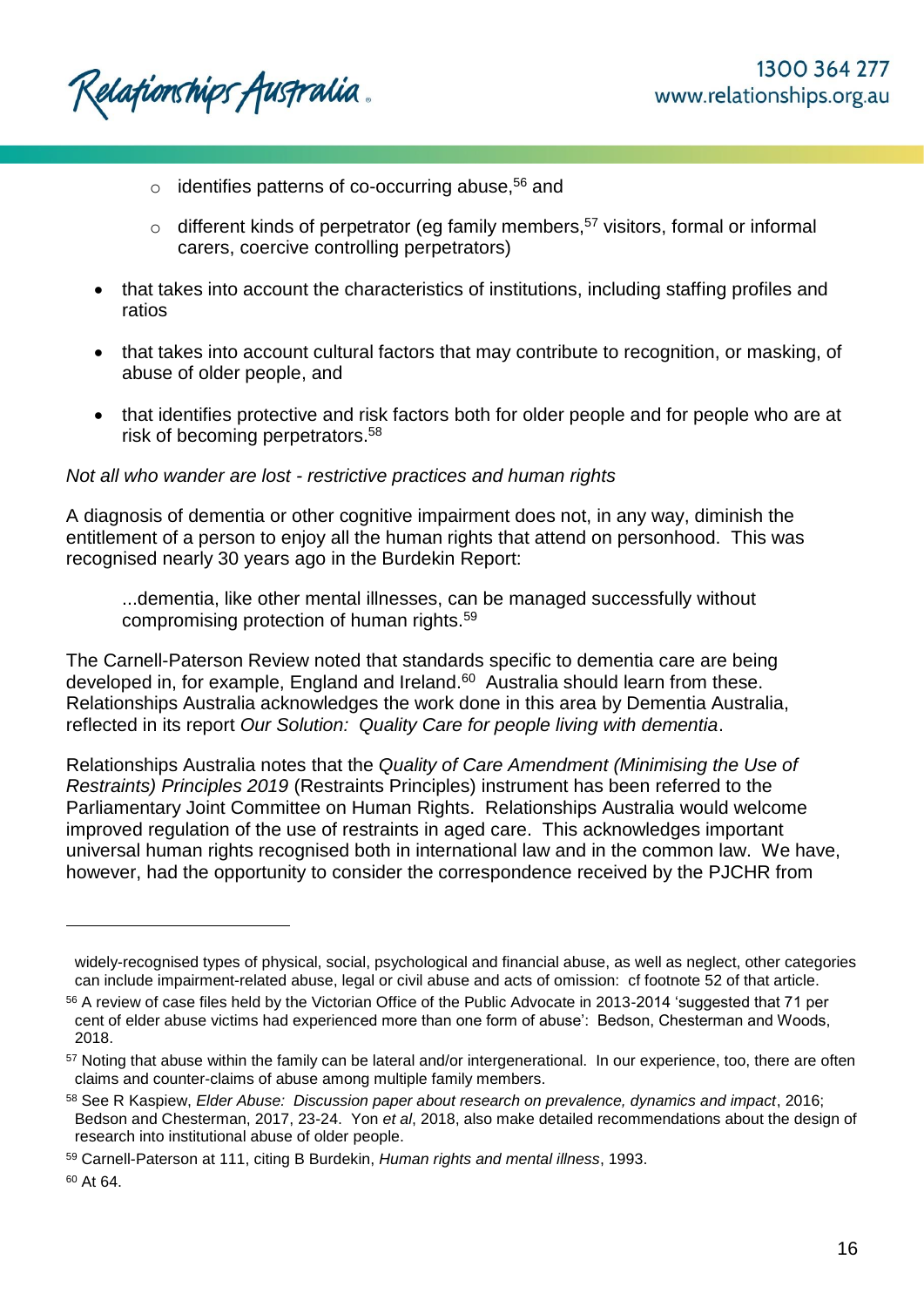- identifies patterns of co-occurring abuse,[56] and
  - different kinds of perpetrator (eg family members,[57] visitors, formal or informal carers, coercive controlling perpetrators)

- that takes into account the characteristics of institutions, including staffing profiles and ratios
- that takes into account cultural factors that may contribute to recognition, or masking, of abuse of older people, and
- that identifies protective and risk factors both for older people and for people who are at risk of becoming perpetrators.[58]

*Not all who wander are lost - restrictive practices and human rights*

A diagnosis of dementia or other cognitive impairment does not, in any way, diminish the entitlement of a person to enjoy all the human rights that attend on personhood. This was recognised nearly 30 years ago in the Burdekin Report:

> ...dementia, like other mental illnesses, can be managed successfully without compromising protection of human rights.[59]

The Carnell-Paterson Review noted that standards specific to dementia care are being developed in, for example, England and Ireland.[60] Australia should learn from these. Relationships Australia acknowledges the work done in this area by Dementia Australia, reflected in its report *Our Solution: Quality Care for people living with dementia*.

Relationships Australia notes that the *Quality of Care Amendment (Minimising the Use of Restraints) Principles 2019* (Restraints Principles) instrument has been referred to the Parliamentary Joint Committee on Human Rights. Relationships Australia would welcome improved regulation of the use of restraints in aged care. This acknowledges important universal human rights recognised both in international law and in the common law. We have, however, had the opportunity to consider the correspondence received by the PJCHR from

---

widely-recognised types of physical, social, psychological and financial abuse, as well as neglect, other categories can include impairment-related abuse, legal or civil abuse and acts of omission: cf footnote 52 of that article.

[56] A review of case files held by the Victorian Office of the Public Advocate in 2013-2014 'suggested that 71 per cent of elder abuse victims had experienced more than one form of abuse': Bedson, Chesterman and Woods, 2018.

[57] Noting that abuse within the family can be lateral and/or intergenerational. In our experience, too, there are often claims and counter-claims of abuse among multiple family members.

[58] See R Kaspiew, *Elder Abuse: Discussion paper about research on prevalence, dynamics and impact*, 2016; Bedson and Chesterman, 2017, 23-24. Yon *et al*, 2018, also make detailed recommendations about the design of research into institutional abuse of older people.

[59] Carnell-Paterson at 111, citing B Burdekin, *Human rights and mental illness*, 1993.

[60] At 64.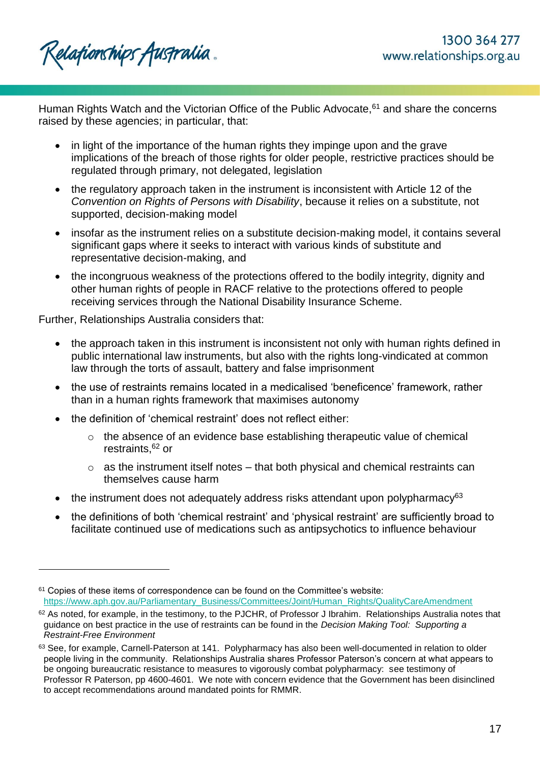Human Rights Watch and the Victorian Office of the Public Advocate,[61] and share the concerns raised by these agencies; in particular, that:

- in light of the importance of the human rights they impinge upon and the grave implications of the breach of those rights for older people, restrictive practices should be regulated through primary, not delegated, legislation
- the regulatory approach taken in the instrument is inconsistent with Article 12 of the *Convention on Rights of Persons with Disability*, because it relies on a substitute, not supported, decision-making model
- insofar as the instrument relies on a substitute decision-making model, it contains several significant gaps where it seeks to interact with various kinds of substitute and representative decision-making, and
- the incongruous weakness of the protections offered to the bodily integrity, dignity and other human rights of people in RACF relative to the protections offered to people receiving services through the National Disability Insurance Scheme.

Further, Relationships Australia considers that:

- the approach taken in this instrument is inconsistent not only with human rights defined in public international law instruments, but also with the rights long-vindicated at common law through the torts of assault, battery and false imprisonment
- the use of restraints remains located in a medicalised 'beneficence' framework, rather than in a human rights framework that maximises autonomy
- the definition of 'chemical restraint' does not reflect either:
  - the absence of an evidence base establishing therapeutic value of chemical restraints,[62] or
  - as the instrument itself notes – that both physical and chemical restraints can themselves cause harm
- the instrument does not adequately address risks attendant upon polypharmacy[63]
- the definitions of both 'chemical restraint' and 'physical restraint' are sufficiently broad to facilitate continued use of medications such as antipsychotics to influence behaviour

---

[61] Copies of these items of correspondence can be found on the Committee's website: https://www.aph.gov.au/Parliamentary_Business/Committees/Joint/Human_Rights/QualityCareAmendment

[62] As noted, for example, in the testimony, to the PJCHR, of Professor J Ibrahim. Relationships Australia notes that guidance on best practice in the use of restraints can be found in the *Decision Making Tool: Supporting a Restraint-Free Environment*

[63] See, for example, Carnell-Paterson at 141. Polypharmacy has also been well-documented in relation to older people living in the community. Relationships Australia shares Professor Paterson's concern at what appears to be ongoing bureaucratic resistance to measures to vigorously combat polypharmacy: see testimony of Professor R Paterson, pp 4600-4601. We note with concern evidence that the Government has been disinclined to accept recommendations around mandated points for RMMR.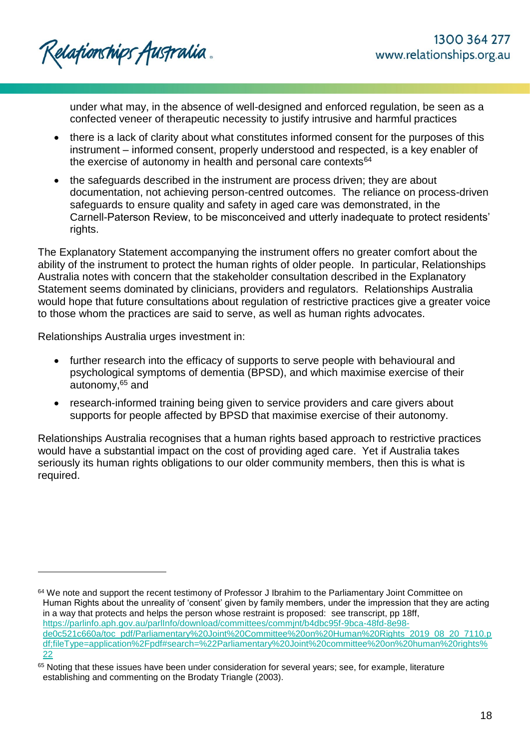under what may, in the absence of well-designed and enforced regulation, be seen as a confected veneer of therapeutic necessity to justify intrusive and harmful practices

- there is a lack of clarity about what constitutes informed consent for the purposes of this instrument – informed consent, properly understood and respected, is a key enabler of the exercise of autonomy in health and personal care contexts[64]
- the safeguards described in the instrument are process driven; they are about documentation, not achieving person-centred outcomes. The reliance on process-driven safeguards to ensure quality and safety in aged care was demonstrated, in the Carnell-Paterson Review, to be misconceived and utterly inadequate to protect residents' rights.

The Explanatory Statement accompanying the instrument offers no greater comfort about the ability of the instrument to protect the human rights of older people. In particular, Relationships Australia notes with concern that the stakeholder consultation described in the Explanatory Statement seems dominated by clinicians, providers and regulators. Relationships Australia would hope that future consultations about regulation of restrictive practices give a greater voice to those whom the practices are said to serve, as well as human rights advocates.

Relationships Australia urges investment in:

- further research into the efficacy of supports to serve people with behavioural and psychological symptoms of dementia (BPSD), and which maximise exercise of their autonomy,[65] and
- research-informed training being given to service providers and care givers about supports for people affected by BPSD that maximise exercise of their autonomy.

Relationships Australia recognises that a human rights based approach to restrictive practices would have a substantial impact on the cost of providing aged care. Yet if Australia takes seriously its human rights obligations to our older community members, then this is what is required.

---

[64] We note and support the recent testimony of Professor J Ibrahim to the Parliamentary Joint Committee on Human Rights about the unreality of 'consent' given by family members, under the impression that they are acting in a way that protects and helps the person whose restraint is proposed: see transcript, pp 18ff, https://parlinfo.aph.gov.au/parlInfo/download/committees/commjnt/b4dbc95f-9bca-48fd-8e98-de0c521c660a/toc_pdf/Parliamentary%20Joint%20Committee%20on%20Human%20Rights_2019_08_20_7110.pdf;fileType=application%2Fpdf#search=%22Parliamentary%20Joint%20committee%20on%20human%20rights%22

[65] Noting that these issues have been under consideration for several years; see, for example, literature establishing and commenting on the Brodaty Triangle (2003).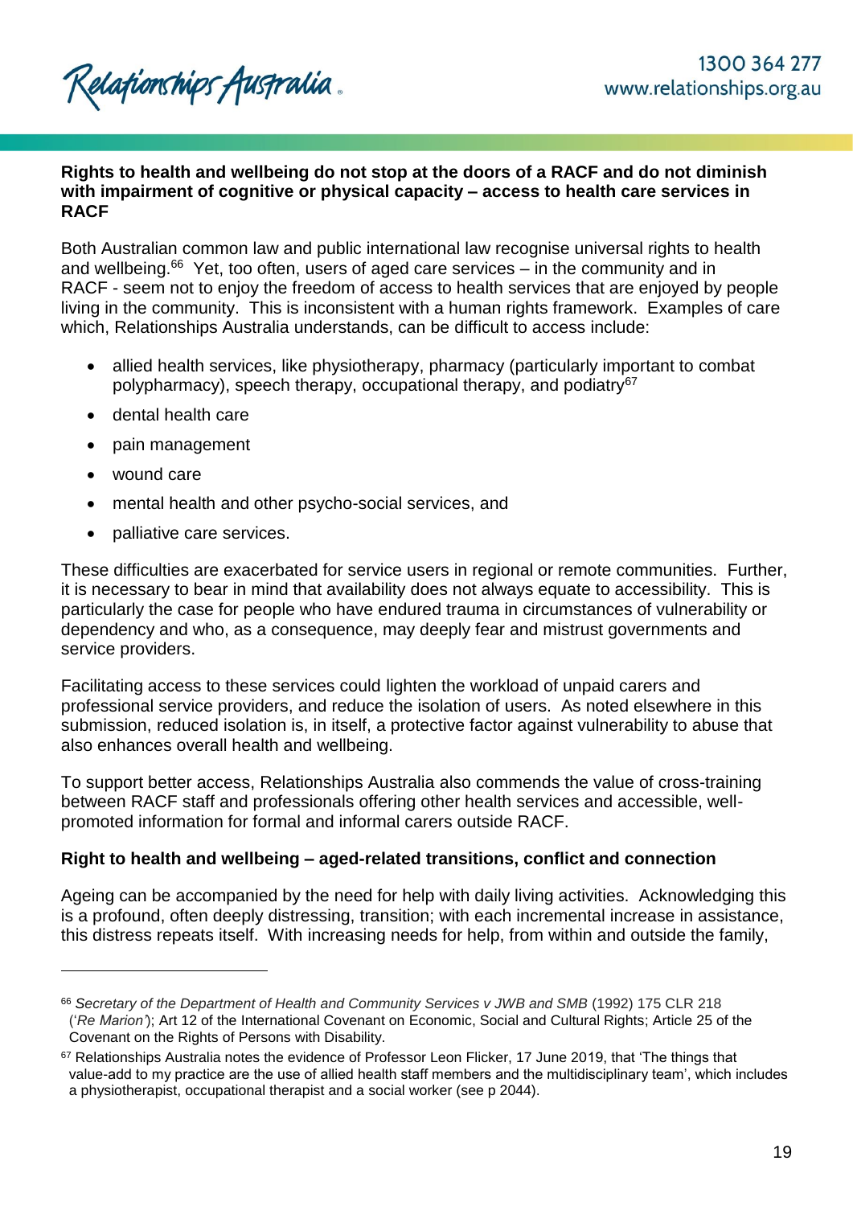**Rights to health and wellbeing do not stop at the doors of a RACF and do not diminish with impairment of cognitive or physical capacity – access to health care services in RACF**

Both Australian common law and public international law recognise universal rights to health and wellbeing.[66] Yet, too often, users of aged care services – in the community and in RACF - seem not to enjoy the freedom of access to health services that are enjoyed by people living in the community. This is inconsistent with a human rights framework. Examples of care which, Relationships Australia understands, can be difficult to access include:

- allied health services, like physiotherapy, pharmacy (particularly important to combat polypharmacy), speech therapy, occupational therapy, and podiatry[67]
- dental health care
- pain management
- wound care
- mental health and other psycho-social services, and
- palliative care services.

These difficulties are exacerbated for service users in regional or remote communities. Further, it is necessary to bear in mind that availability does not always equate to accessibility. This is particularly the case for people who have endured trauma in circumstances of vulnerability or dependency and who, as a consequence, may deeply fear and mistrust governments and service providers.

Facilitating access to these services could lighten the workload of unpaid carers and professional service providers, and reduce the isolation of users. As noted elsewhere in this submission, reduced isolation is, in itself, a protective factor against vulnerability to abuse that also enhances overall health and wellbeing.

To support better access, Relationships Australia also commends the value of cross-training between RACF staff and professionals offering other health services and accessible, well-promoted information for formal and informal carers outside RACF.

**Right to health and wellbeing – aged-related transitions, conflict and connection**

Ageing can be accompanied by the need for help with daily living activities. Acknowledging this is a profound, often deeply distressing, transition; with each incremental increase in assistance, this distress repeats itself. With increasing needs for help, from within and outside the family,

---

[66] *Secretary of the Department of Health and Community Services v JWB and SMB* (1992) 175 CLR 218 ('*Re Marion*'); Art 12 of the International Covenant on Economic, Social and Cultural Rights; Article 25 of the Covenant on the Rights of Persons with Disability.

[67] Relationships Australia notes the evidence of Professor Leon Flicker, 17 June 2019, that 'The things that value-add to my practice are the use of allied health staff members and the multidisciplinary team', which includes a physiotherapist, occupational therapist and a social worker (see p 2044).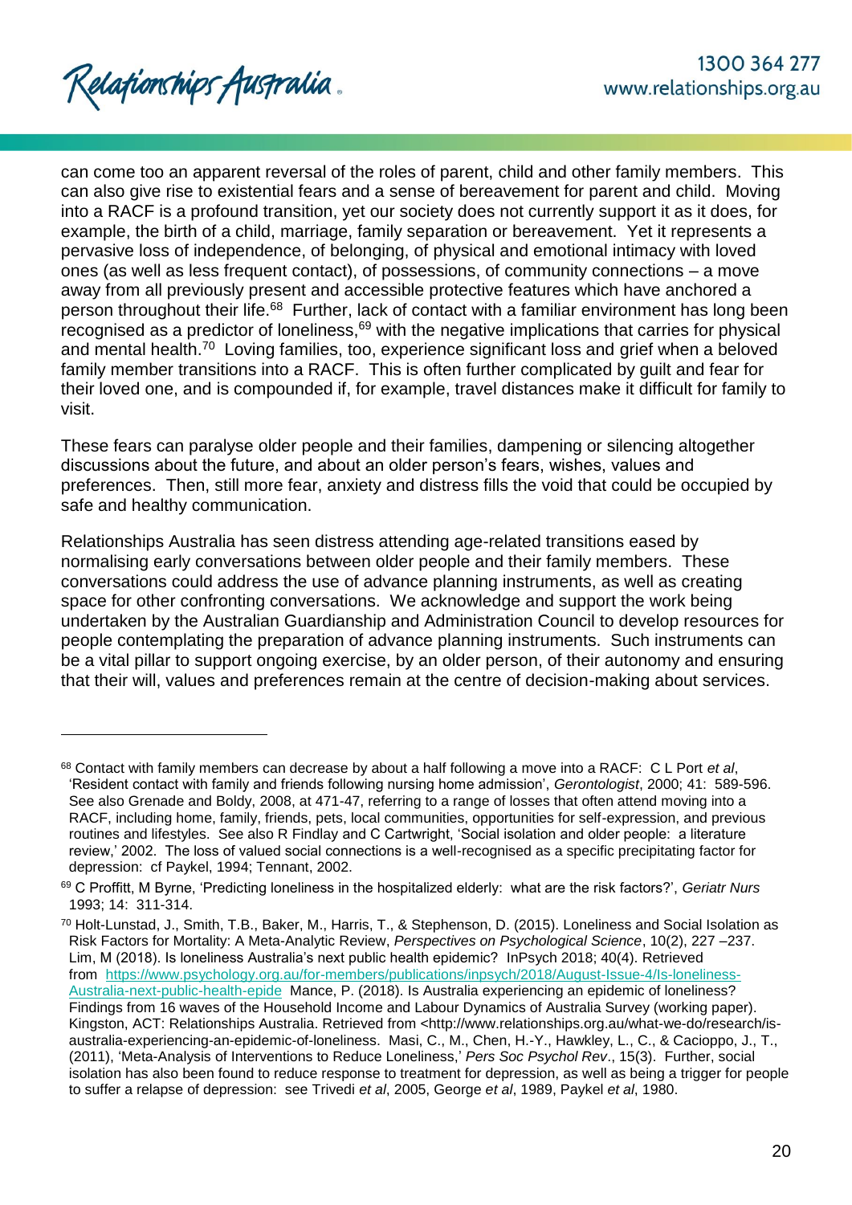can come too an apparent reversal of the roles of parent, child and other family members. This can also give rise to existential fears and a sense of bereavement for parent and child. Moving into a RACF is a profound transition, yet our society does not currently support it as it does, for example, the birth of a child, marriage, family separation or bereavement. Yet it represents a pervasive loss of independence, of belonging, of physical and emotional intimacy with loved ones (as well as less frequent contact), of possessions, of community connections – a move away from all previously present and accessible protective features which have anchored a person throughout their life.[68] Further, lack of contact with a familiar environment has long been recognised as a predictor of loneliness,[69] with the negative implications that carries for physical and mental health.[70] Loving families, too, experience significant loss and grief when a beloved family member transitions into a RACF. This is often further complicated by guilt and fear for their loved one, and is compounded if, for example, travel distances make it difficult for family to visit.

These fears can paralyse older people and their families, dampening or silencing altogether discussions about the future, and about an older person's fears, wishes, values and preferences. Then, still more fear, anxiety and distress fills the void that could be occupied by safe and healthy communication.

Relationships Australia has seen distress attending age-related transitions eased by normalising early conversations between older people and their family members. These conversations could address the use of advance planning instruments, as well as creating space for other confronting conversations. We acknowledge and support the work being undertaken by the Australian Guardianship and Administration Council to develop resources for people contemplating the preparation of advance planning instruments. Such instruments can be a vital pillar to support ongoing exercise, by an older person, of their autonomy and ensuring that their will, values and preferences remain at the centre of decision-making about services.

---

[68] Contact with family members can decrease by about a half following a move into a RACF: C L Port *et al*, 'Resident contact with family and friends following nursing home admission', *Gerontologist*, 2000; 41: 589-596. See also Grenade and Boldy, 2008, at 471-47, referring to a range of losses that often attend moving into a RACF, including home, family, friends, pets, local communities, opportunities for self-expression, and previous routines and lifestyles. See also R Findlay and C Cartwright, 'Social isolation and older people: a literature review,' 2002. The loss of valued social connections is a well-recognised as a specific precipitating factor for depression: cf Paykel, 1994; Tennant, 2002.

[69] C Proffitt, M Byrne, 'Predicting loneliness in the hospitalized elderly: what are the risk factors?', *Geriatr Nurs* 1993; 14: 311-314.

[70] Holt-Lunstad, J., Smith, T.B., Baker, M., Harris, T., & Stephenson, D. (2015). Loneliness and Social Isolation as Risk Factors for Mortality: A Meta-Analytic Review, *Perspectives on Psychological Science*, 10(2), 227 –237. Lim, M (2018). Is loneliness Australia's next public health epidemic? InPsych 2018; 40(4). Retrieved from https://www.psychology.org.au/for-members/publications/inpsych/2018/August-Issue-4/Is-loneliness-Australia-next-public-health-epide Mance, P. (2018). Is Australia experiencing an epidemic of loneliness? Findings from 16 waves of the Household Income and Labour Dynamics of Australia Survey (working paper). Kingston, ACT: Relationships Australia. Retrieved from <http://www.relationships.org.au/what-we-do/research/is-australia-experiencing-an-epidemic-of-loneliness. Masi, C., M., Chen, H.-Y., Hawkley, L., C., & Cacioppo, J., T., (2011), 'Meta-Analysis of Interventions to Reduce Loneliness,' *Pers Soc Psychol Rev*., 15(3). Further, social isolation has also been found to reduce response to treatment for depression, as well as being a trigger for people to suffer a relapse of depression: see Trivedi *et al*, 2005, George *et al*, 1989, Paykel *et al*, 1980.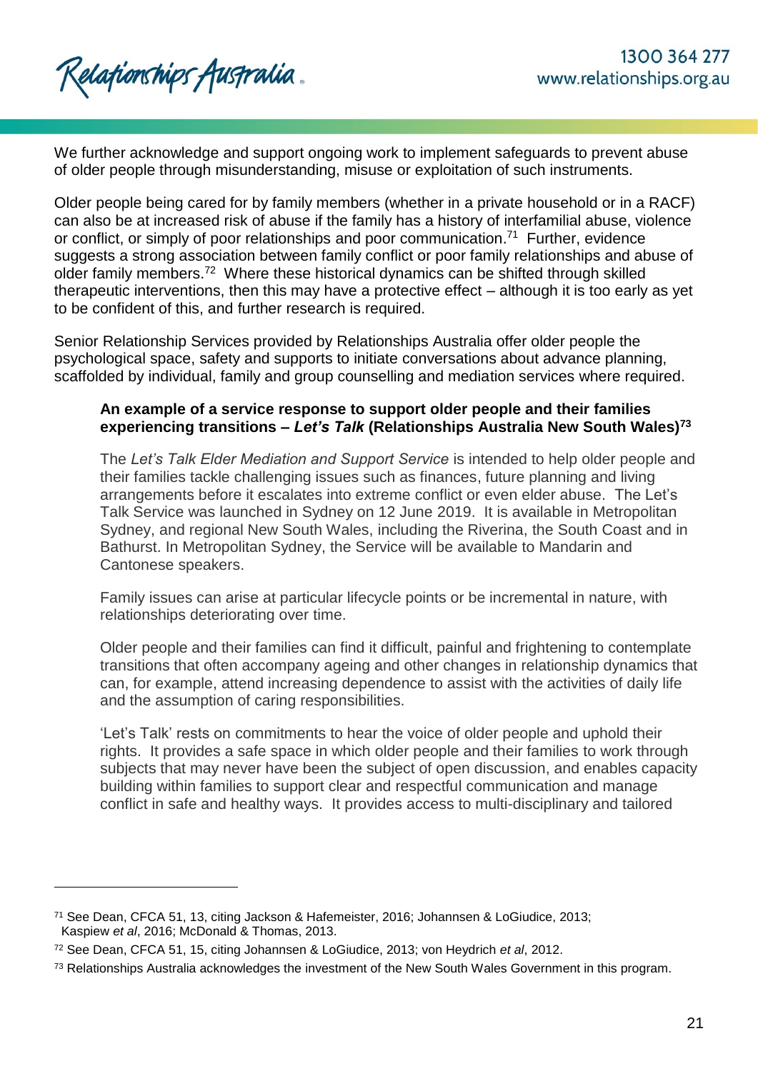We further acknowledge and support ongoing work to implement safeguards to prevent abuse of older people through misunderstanding, misuse or exploitation of such instruments.

Older people being cared for by family members (whether in a private household or in a RACF) can also be at increased risk of abuse if the family has a history of interfamilial abuse, violence or conflict, or simply of poor relationships and poor communication.[71] Further, evidence suggests a strong association between family conflict or poor family relationships and abuse of older family members.[72] Where these historical dynamics can be shifted through skilled therapeutic interventions, then this may have a protective effect – although it is too early as yet to be confident of this, and further research is required.

Senior Relationship Services provided by Relationships Australia offer older people the psychological space, safety and supports to initiate conversations about advance planning, scaffolded by individual, family and group counselling and mediation services where required.

> **An example of a service response to support older people and their families experiencing transitions – *Let's Talk* (Relationships Australia New South Wales)[73]**
>
> The *Let's Talk Elder Mediation and Support Service* is intended to help older people and their families tackle challenging issues such as finances, future planning and living arrangements before it escalates into extreme conflict or even elder abuse. The Let's Talk Service was launched in Sydney on 12 June 2019. It is available in Metropolitan Sydney, and regional New South Wales, including the Riverina, the South Coast and in Bathurst. In Metropolitan Sydney, the Service will be available to Mandarin and Cantonese speakers.
>
> Family issues can arise at particular lifecycle points or be incremental in nature, with relationships deteriorating over time.
>
> Older people and their families can find it difficult, painful and frightening to contemplate transitions that often accompany ageing and other changes in relationship dynamics that can, for example, attend increasing dependence to assist with the activities of daily life and the assumption of caring responsibilities.
>
> 'Let's Talk' rests on commitments to hear the voice of older people and uphold their rights. It provides a safe space in which older people and their families to work through subjects that may never have been the subject of open discussion, and enables capacity building within families to support clear and respectful communication and manage conflict in safe and healthy ways. It provides access to multi-disciplinary and tailored

---

[71] See Dean, CFCA 51, 13, citing Jackson & Hafemeister, 2016; Johannsen & LoGiudice, 2013; Kaspiew *et al*, 2016; McDonald & Thomas, 2013.

[72] See Dean, CFCA 51, 15, citing Johannsen & LoGiudice, 2013; von Heydrich *et al*, 2012.

[73] Relationships Australia acknowledges the investment of the New South Wales Government in this program.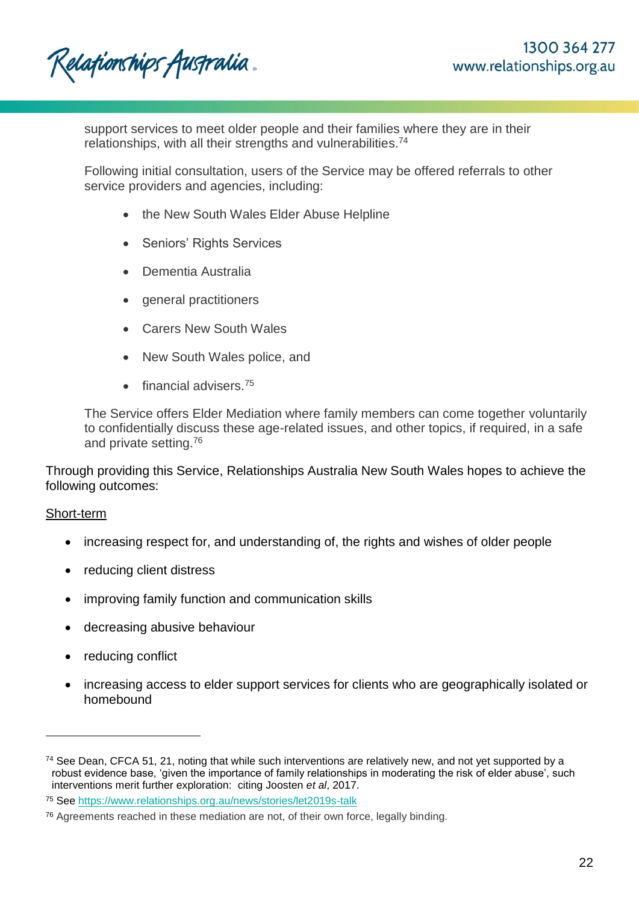support services to meet older people and their families where they are in their relationships, with all their strengths and vulnerabilities.[74]

Following initial consultation, users of the Service may be offered referrals to other service providers and agencies, including:

- the New South Wales Elder Abuse Helpline
- Seniors' Rights Services
- Dementia Australia
- general practitioners
- Carers New South Wales
- New South Wales police, and
- financial advisers.[75]

The Service offers Elder Mediation where family members can come together voluntarily to confidentially discuss these age-related issues, and other topics, if required, in a safe and private setting.[76]

Through providing this Service, Relationships Australia New South Wales hopes to achieve the following outcomes:

<u>Short-term</u>

- increasing respect for, and understanding of, the rights and wishes of older people
- reducing client distress
- improving family function and communication skills
- decreasing abusive behaviour
- reducing conflict
- increasing access to elder support services for clients who are geographically isolated or homebound

---

[74] See Dean, CFCA 51, 21, noting that while such interventions are relatively new, and not yet supported by a robust evidence base, 'given the importance of family relationships in moderating the risk of elder abuse', such interventions merit further exploration: citing Joosten *et al*, 2017.

[75] See https://www.relationships.org.au/news/stories/let2019s-talk

[76] Agreements reached in these mediation are not, of their own force, legally binding.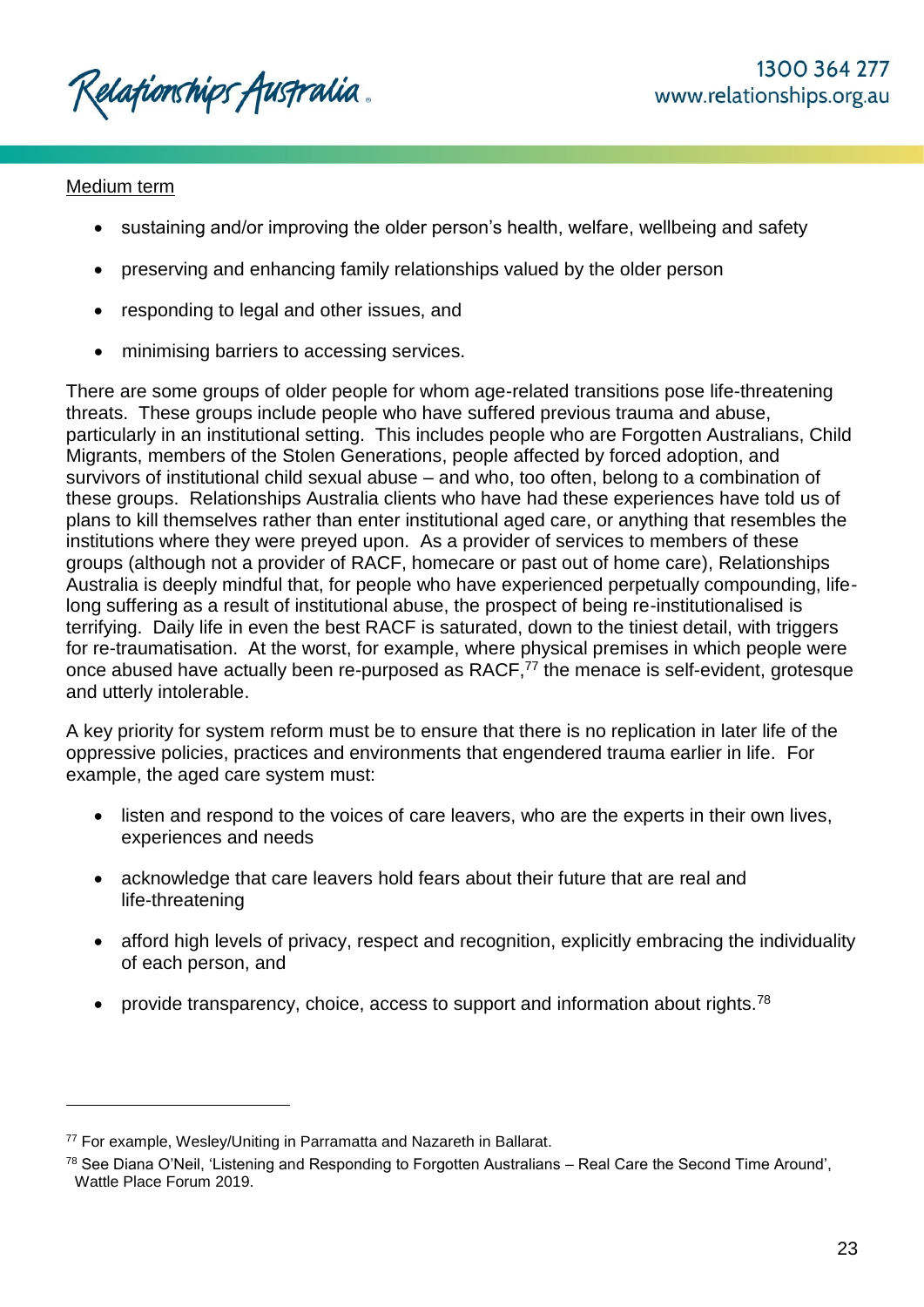Medium term

- sustaining and/or improving the older person's health, welfare, wellbeing and safety
- preserving and enhancing family relationships valued by the older person
- responding to legal and other issues, and
- minimising barriers to accessing services.

There are some groups of older people for whom age-related transitions pose life-threatening threats. These groups include people who have suffered previous trauma and abuse, particularly in an institutional setting. This includes people who are Forgotten Australians, Child Migrants, members of the Stolen Generations, people affected by forced adoption, and survivors of institutional child sexual abuse – and who, too often, belong to a combination of these groups. Relationships Australia clients who have had these experiences have told us of plans to kill themselves rather than enter institutional aged care, or anything that resembles the institutions where they were preyed upon. As a provider of services to members of these groups (although not a provider of RACF, homecare or past out of home care), Relationships Australia is deeply mindful that, for people who have experienced perpetually compounding, life-long suffering as a result of institutional abuse, the prospect of being re-institutionalised is terrifying. Daily life in even the best RACF is saturated, down to the tiniest detail, with triggers for re-traumatisation. At the worst, for example, where physical premises in which people were once abused have actually been re-purposed as RACF,[77] the menace is self-evident, grotesque and utterly intolerable.

A key priority for system reform must be to ensure that there is no replication in later life of the oppressive policies, practices and environments that engendered trauma earlier in life. For example, the aged care system must:

- listen and respond to the voices of care leavers, who are the experts in their own lives, experiences and needs
- acknowledge that care leavers hold fears about their future that are real and life-threatening
- afford high levels of privacy, respect and recognition, explicitly embracing the individuality of each person, and
- provide transparency, choice, access to support and information about rights.[78]

---

[77] For example, Wesley/Uniting in Parramatta and Nazareth in Ballarat.

[78] See Diana O'Neil, 'Listening and Responding to Forgotten Australians – Real Care the Second Time Around', Wattle Place Forum 2019.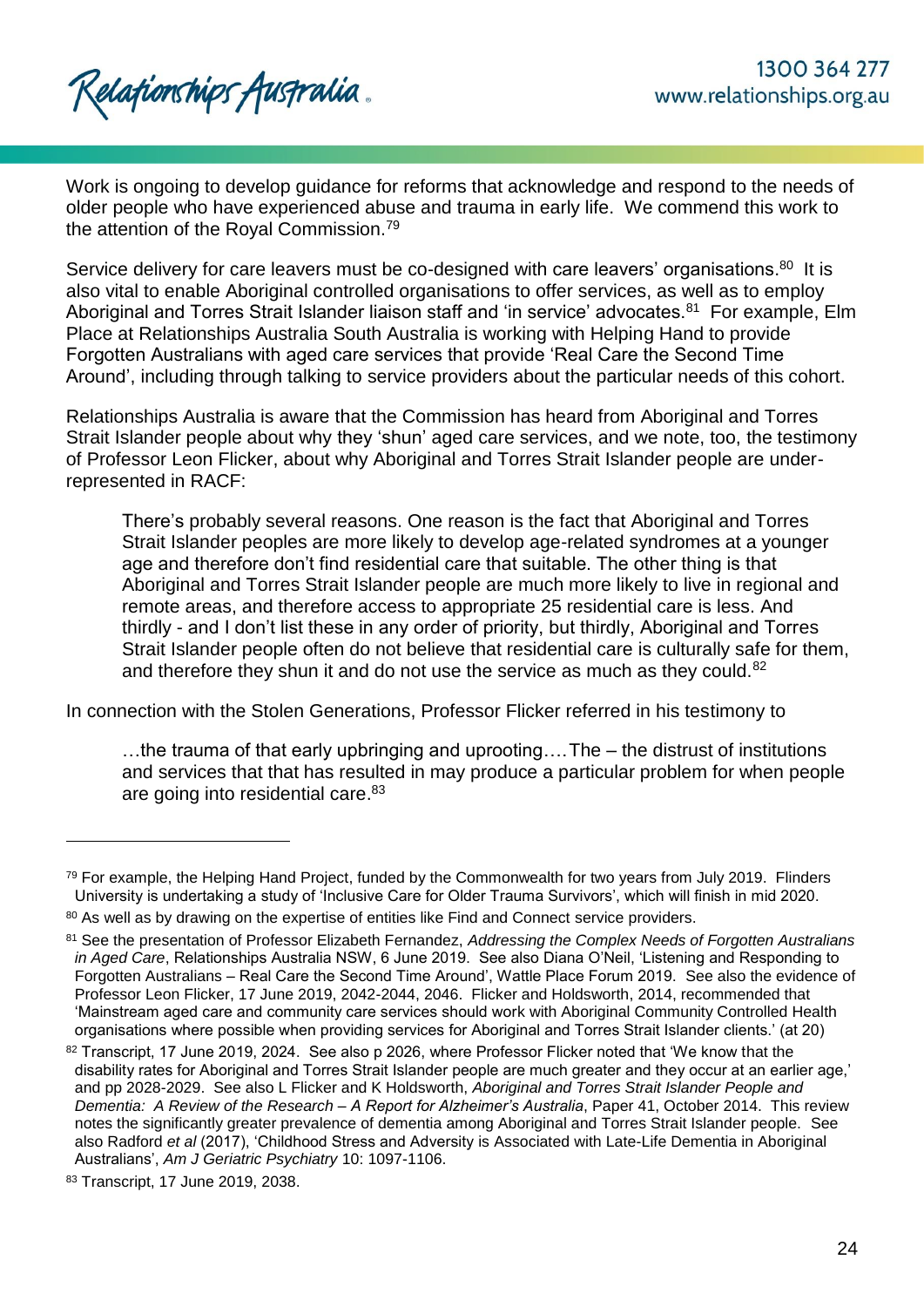Work is ongoing to develop guidance for reforms that acknowledge and respond to the needs of older people who have experienced abuse and trauma in early life. We commend this work to the attention of the Royal Commission.[79]

Service delivery for care leavers must be co-designed with care leavers' organisations.[80] It is also vital to enable Aboriginal controlled organisations to offer services, as well as to employ Aboriginal and Torres Strait Islander liaison staff and 'in service' advocates.[81] For example, Elm Place at Relationships Australia South Australia is working with Helping Hand to provide Forgotten Australians with aged care services that provide 'Real Care the Second Time Around', including through talking to service providers about the particular needs of this cohort.

Relationships Australia is aware that the Commission has heard from Aboriginal and Torres Strait Islander people about why they 'shun' aged care services, and we note, too, the testimony of Professor Leon Flicker, about why Aboriginal and Torres Strait Islander people are under-represented in RACF:

> There's probably several reasons. One reason is the fact that Aboriginal and Torres Strait Islander peoples are more likely to develop age-related syndromes at a younger age and therefore don't find residential care that suitable. The other thing is that Aboriginal and Torres Strait Islander people are much more likely to live in regional and remote areas, and therefore access to appropriate 25 residential care is less. And thirdly - and I don't list these in any order of priority, but thirdly, Aboriginal and Torres Strait Islander people often do not believe that residential care is culturally safe for them, and therefore they shun it and do not use the service as much as they could.[82]

In connection with the Stolen Generations, Professor Flicker referred in his testimony to

> …the trauma of that early upbringing and uprooting….The – the distrust of institutions and services that that has resulted in may produce a particular problem for when people are going into residential care.[83]

---

[79] For example, the Helping Hand Project, funded by the Commonwealth for two years from July 2019. Flinders University is undertaking a study of 'Inclusive Care for Older Trauma Survivors', which will finish in mid 2020.

[80] As well as by drawing on the expertise of entities like Find and Connect service providers.

[81] See the presentation of Professor Elizabeth Fernandez, *Addressing the Complex Needs of Forgotten Australians in Aged Care*, Relationships Australia NSW, 6 June 2019. See also Diana O'Neil, 'Listening and Responding to Forgotten Australians – Real Care the Second Time Around', Wattle Place Forum 2019. See also the evidence of Professor Leon Flicker, 17 June 2019, 2042-2044, 2046. Flicker and Holdsworth, 2014, recommended that 'Mainstream aged care and community care services should work with Aboriginal Community Controlled Health organisations where possible when providing services for Aboriginal and Torres Strait Islander clients.' (at 20)

[82] Transcript, 17 June 2019, 2024. See also p 2026, where Professor Flicker noted that 'We know that the disability rates for Aboriginal and Torres Strait Islander people are much greater and they occur at an earlier age,' and pp 2028-2029. See also L Flicker and K Holdsworth, *Aboriginal and Torres Strait Islander People and Dementia: A Review of the Research – A Report for Alzheimer's Australia*, Paper 41, October 2014. This review notes the significantly greater prevalence of dementia among Aboriginal and Torres Strait Islander people. See also Radford *et al* (2017), 'Childhood Stress and Adversity is Associated with Late-Life Dementia in Aboriginal Australians', *Am J Geriatric Psychiatry* 10: 1097-1106.

[83] Transcript, 17 June 2019, 2038.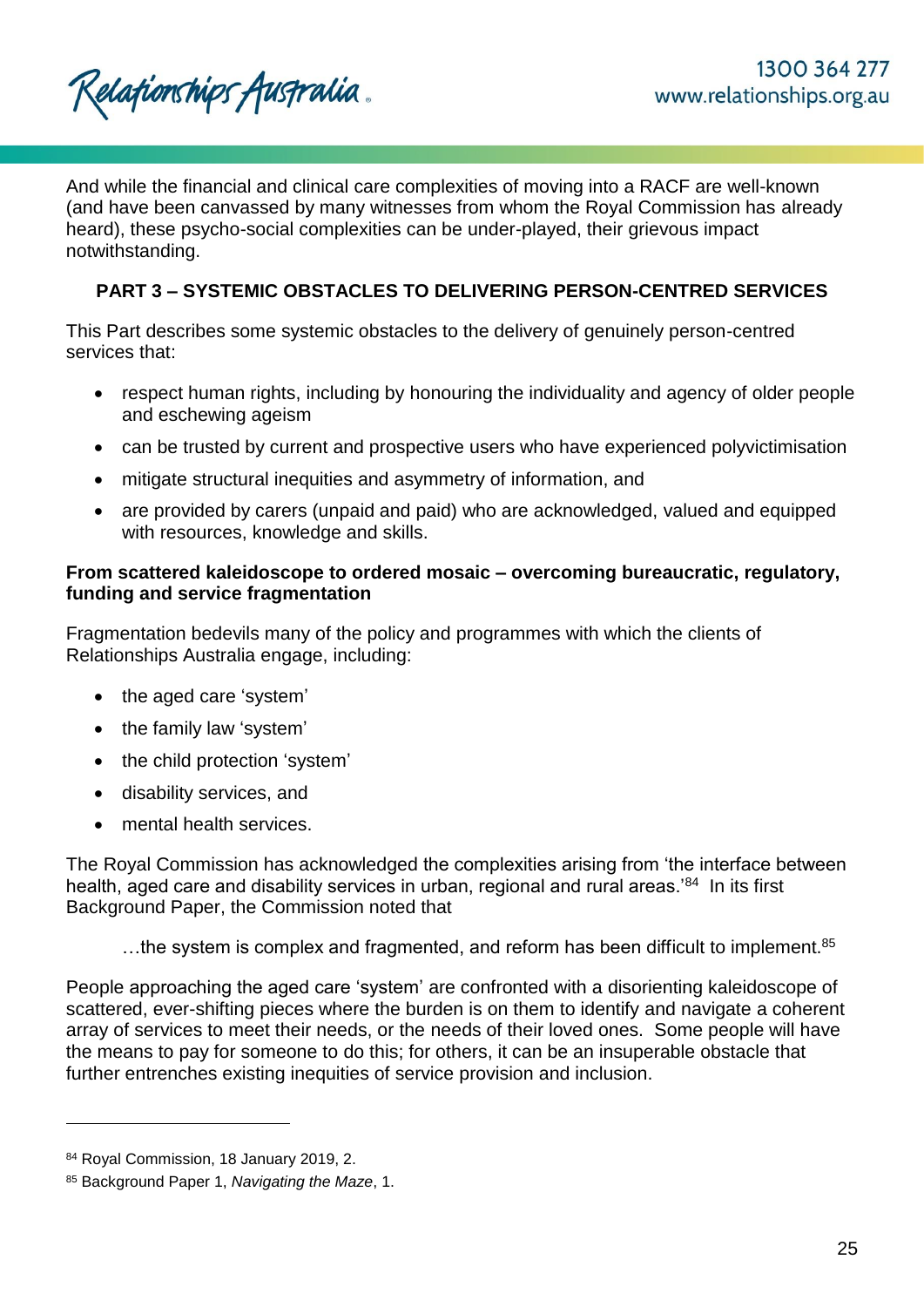And while the financial and clinical care complexities of moving into a RACF are well-known (and have been canvassed by many witnesses from whom the Royal Commission has already heard), these psycho-social complexities can be under-played, their grievous impact notwithstanding.

## PART 3 – SYSTEMIC OBSTACLES TO DELIVERING PERSON-CENTRED SERVICES

This Part describes some systemic obstacles to the delivery of genuinely person-centred services that:

- respect human rights, including by honouring the individuality and agency of older people and eschewing ageism
- can be trusted by current and prospective users who have experienced polyvictimisation
- mitigate structural inequities and asymmetry of information, and
- are provided by carers (unpaid and paid) who are acknowledged, valued and equipped with resources, knowledge and skills.

### From scattered kaleidoscope to ordered mosaic – overcoming bureaucratic, regulatory, funding and service fragmentation

Fragmentation bedevils many of the policy and programmes with which the clients of Relationships Australia engage, including:

- the aged care 'system'
- the family law 'system'
- the child protection 'system'
- disability services, and
- mental health services.

The Royal Commission has acknowledged the complexities arising from 'the interface between health, aged care and disability services in urban, regional and rural areas.'[84] In its first Background Paper, the Commission noted that

> …the system is complex and fragmented, and reform has been difficult to implement.[85]

People approaching the aged care 'system' are confronted with a disorienting kaleidoscope of scattered, ever-shifting pieces where the burden is on them to identify and navigate a coherent array of services to meet their needs, or the needs of their loved ones. Some people will have the means to pay for someone to do this; for others, it can be an insuperable obstacle that further entrenches existing inequities of service provision and inclusion.

---

[84] Royal Commission, 18 January 2019, 2.

[85] Background Paper 1, *Navigating the Maze*, 1.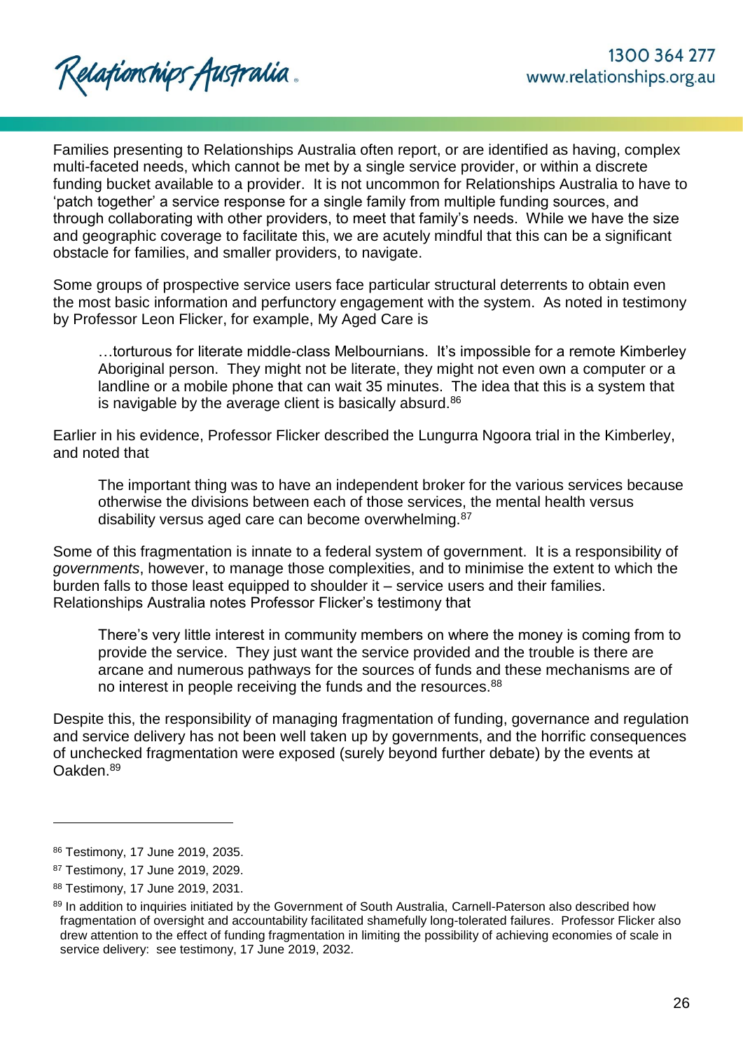Families presenting to Relationships Australia often report, or are identified as having, complex multi-faceted needs, which cannot be met by a single service provider, or within a discrete funding bucket available to a provider. It is not uncommon for Relationships Australia to have to 'patch together' a service response for a single family from multiple funding sources, and through collaborating with other providers, to meet that family's needs. While we have the size and geographic coverage to facilitate this, we are acutely mindful that this can be a significant obstacle for families, and smaller providers, to navigate.

Some groups of prospective service users face particular structural deterrents to obtain even the most basic information and perfunctory engagement with the system. As noted in testimony by Professor Leon Flicker, for example, My Aged Care is

> …torturous for literate middle-class Melbournians. It's impossible for a remote Kimberley Aboriginal person. They might not be literate, they might not even own a computer or a landline or a mobile phone that can wait 35 minutes. The idea that this is a system that is navigable by the average client is basically absurd.[86]

Earlier in his evidence, Professor Flicker described the Lungurra Ngoora trial in the Kimberley, and noted that

> The important thing was to have an independent broker for the various services because otherwise the divisions between each of those services, the mental health versus disability versus aged care can become overwhelming.[87]

Some of this fragmentation is innate to a federal system of government. It is a responsibility of *governments*, however, to manage those complexities, and to minimise the extent to which the burden falls to those least equipped to shoulder it – service users and their families. Relationships Australia notes Professor Flicker's testimony that

> There's very little interest in community members on where the money is coming from to provide the service. They just want the service provided and the trouble is there are arcane and numerous pathways for the sources of funds and these mechanisms are of no interest in people receiving the funds and the resources.[88]

Despite this, the responsibility of managing fragmentation of funding, governance and regulation and service delivery has not been well taken up by governments, and the horrific consequences of unchecked fragmentation were exposed (surely beyond further debate) by the events at Oakden.[89]

---

[86] Testimony, 17 June 2019, 2035.

[87] Testimony, 17 June 2019, 2029.

[88] Testimony, 17 June 2019, 2031.

[89] In addition to inquiries initiated by the Government of South Australia, Carnell-Paterson also described how fragmentation of oversight and accountability facilitated shamefully long-tolerated failures. Professor Flicker also drew attention to the effect of funding fragmentation in limiting the possibility of achieving economies of scale in service delivery: see testimony, 17 June 2019, 2032.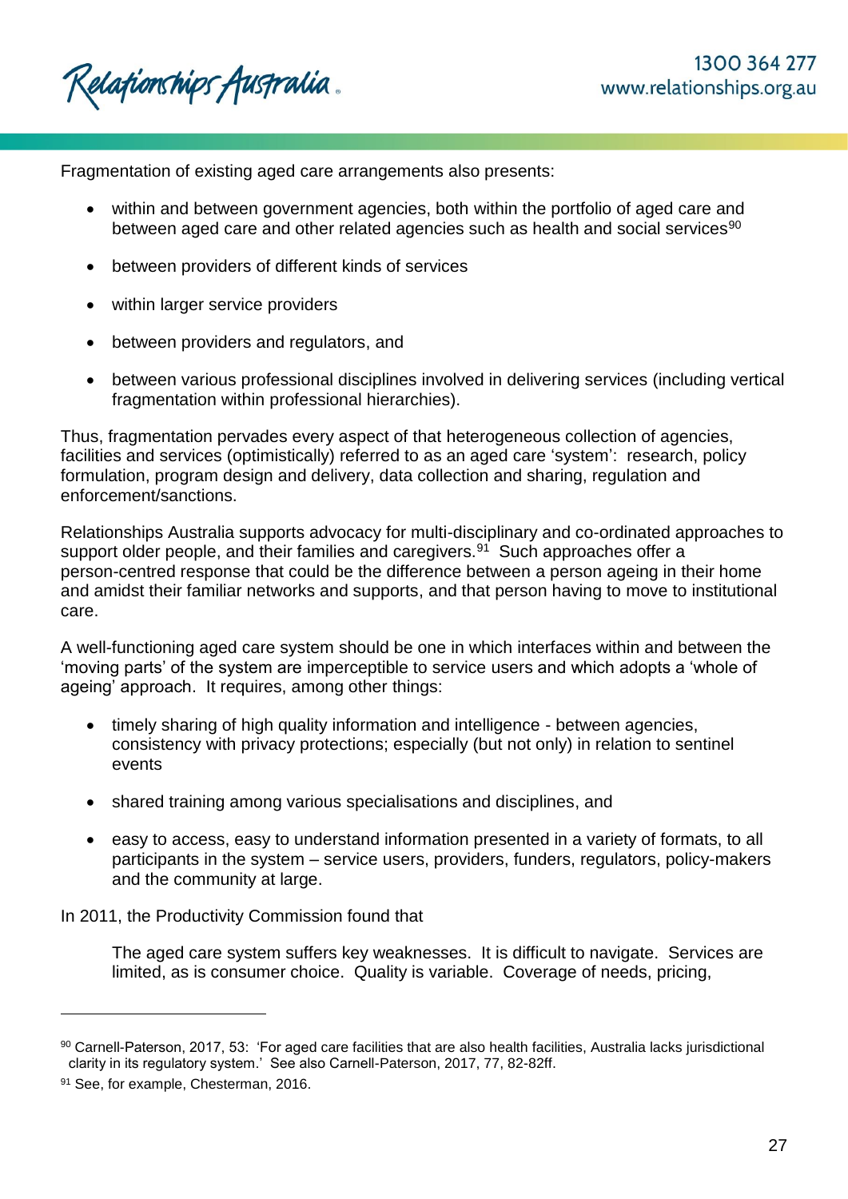Fragmentation of existing aged care arrangements also presents:

- within and between government agencies, both within the portfolio of aged care and between aged care and other related agencies such as health and social services[90]
- between providers of different kinds of services
- within larger service providers
- between providers and regulators, and
- between various professional disciplines involved in delivering services (including vertical fragmentation within professional hierarchies).

Thus, fragmentation pervades every aspect of that heterogeneous collection of agencies, facilities and services (optimistically) referred to as an aged care 'system': research, policy formulation, program design and delivery, data collection and sharing, regulation and enforcement/sanctions.

Relationships Australia supports advocacy for multi-disciplinary and co-ordinated approaches to support older people, and their families and caregivers.[91] Such approaches offer a person-centred response that could be the difference between a person ageing in their home and amidst their familiar networks and supports, and that person having to move to institutional care.

A well-functioning aged care system should be one in which interfaces within and between the 'moving parts' of the system are imperceptible to service users and which adopts a 'whole of ageing' approach. It requires, among other things:

- timely sharing of high quality information and intelligence - between agencies, consistency with privacy protections; especially (but not only) in relation to sentinel events
- shared training among various specialisations and disciplines, and
- easy to access, easy to understand information presented in a variety of formats, to all participants in the system – service users, providers, funders, regulators, policy-makers and the community at large.

In 2011, the Productivity Commission found that

> The aged care system suffers key weaknesses. It is difficult to navigate. Services are limited, as is consumer choice. Quality is variable. Coverage of needs, pricing,

---

[90] Carnell-Paterson, 2017, 53: 'For aged care facilities that are also health facilities, Australia lacks jurisdictional clarity in its regulatory system.' See also Carnell-Paterson, 2017, 77, 82-82ff.

[91] See, for example, Chesterman, 2016.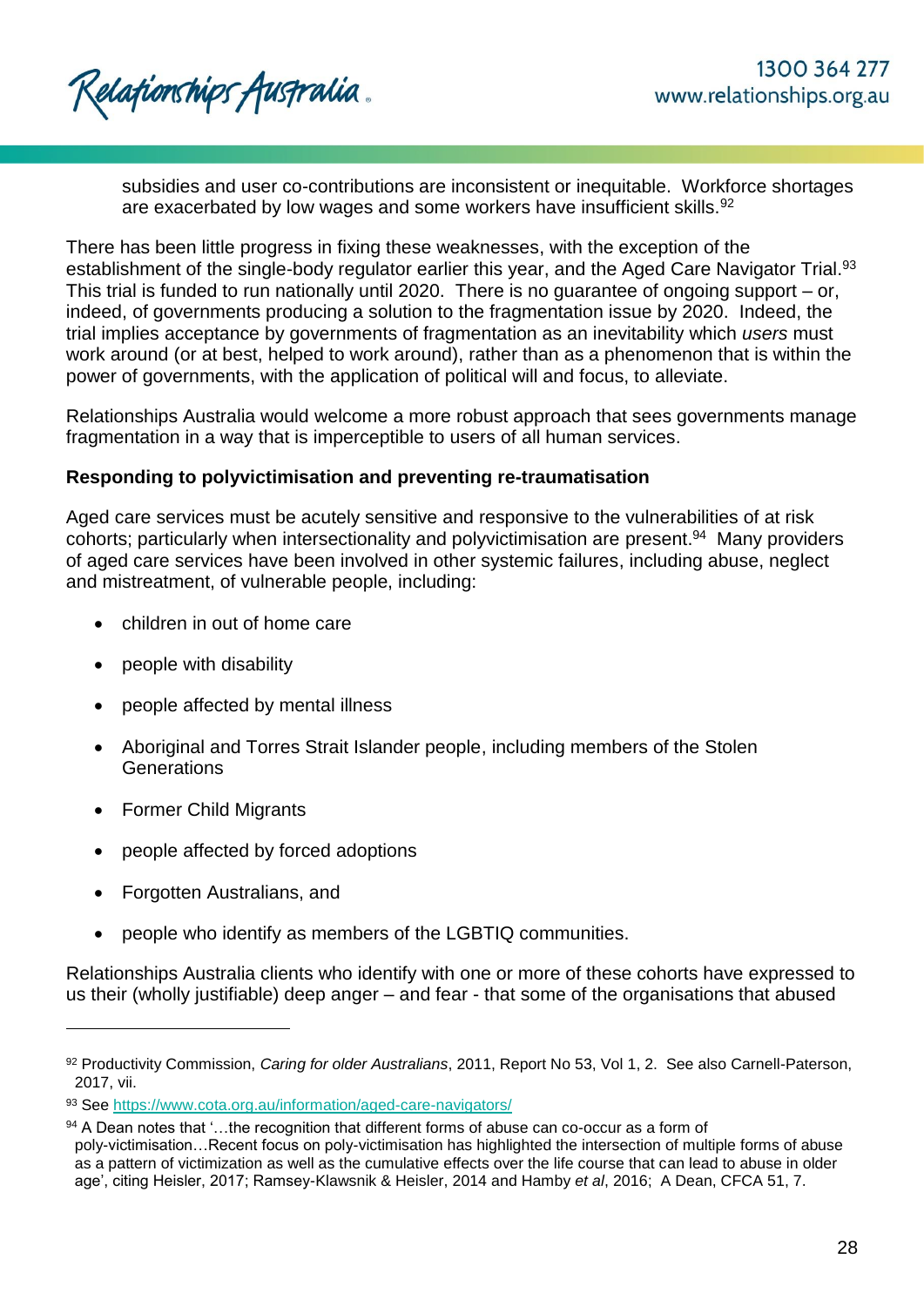subsidies and user co-contributions are inconsistent or inequitable. Workforce shortages are exacerbated by low wages and some workers have insufficient skills.[92]

There has been little progress in fixing these weaknesses, with the exception of the establishment of the single-body regulator earlier this year, and the Aged Care Navigator Trial.[93] This trial is funded to run nationally until 2020. There is no guarantee of ongoing support – or, indeed, of governments producing a solution to the fragmentation issue by 2020. Indeed, the trial implies acceptance by governments of fragmentation as an inevitability which *users* must work around (or at best, helped to work around), rather than as a phenomenon that is within the power of governments, with the application of political will and focus, to alleviate.

Relationships Australia would welcome a more robust approach that sees governments manage fragmentation in a way that is imperceptible to users of all human services.

**Responding to polyvictimisation and preventing re-traumatisation**

Aged care services must be acutely sensitive and responsive to the vulnerabilities of at risk cohorts; particularly when intersectionality and polyvictimisation are present.[94] Many providers of aged care services have been involved in other systemic failures, including abuse, neglect and mistreatment, of vulnerable people, including:

- children in out of home care
- people with disability
- people affected by mental illness
- Aboriginal and Torres Strait Islander people, including members of the Stolen Generations
- Former Child Migrants
- people affected by forced adoptions
- Forgotten Australians, and
- people who identify as members of the LGBTIQ communities.

Relationships Australia clients who identify with one or more of these cohorts have expressed to us their (wholly justifiable) deep anger – and fear - that some of the organisations that abused

---

[92] Productivity Commission, *Caring for older Australians*, 2011, Report No 53, Vol 1, 2. See also Carnell-Paterson, 2017, vii.

[93] See https://www.cota.org.au/information/aged-care-navigators/

[94] A Dean notes that '…the recognition that different forms of abuse can co-occur as a form of poly-victimisation…Recent focus on poly-victimisation has highlighted the intersection of multiple forms of abuse as a pattern of victimization as well as the cumulative effects over the life course that can lead to abuse in older age', citing Heisler, 2017; Ramsey-Klawsnik & Heisler, 2014 and Hamby *et al*, 2016; A Dean, CFCA 51, 7.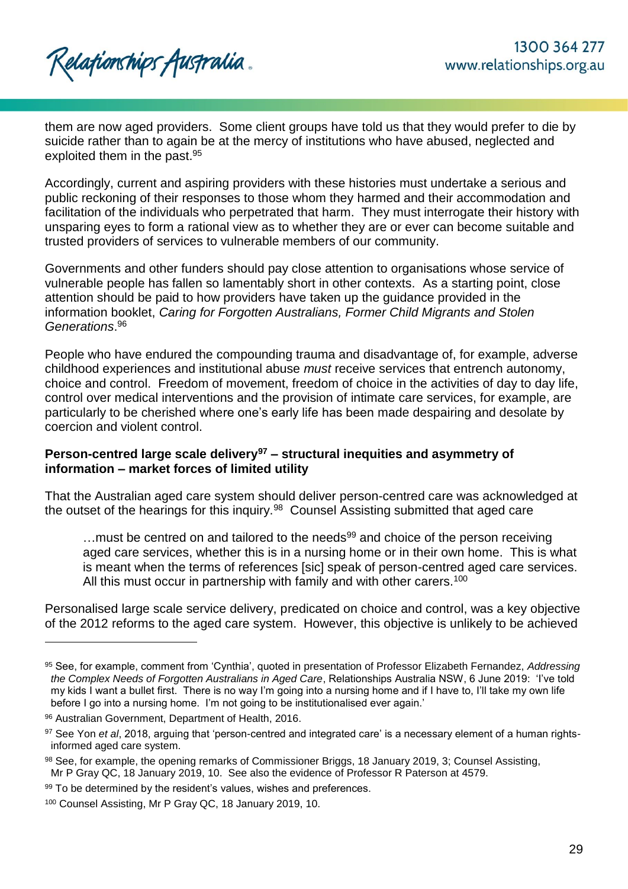them are now aged providers. Some client groups have told us that they would prefer to die by suicide rather than to again be at the mercy of institutions who have abused, neglected and exploited them in the past.[95]

Accordingly, current and aspiring providers with these histories must undertake a serious and public reckoning of their responses to those whom they harmed and their accommodation and facilitation of the individuals who perpetrated that harm. They must interrogate their history with unsparing eyes to form a rational view as to whether they are or ever can become suitable and trusted providers of services to vulnerable members of our community.

Governments and other funders should pay close attention to organisations whose service of vulnerable people has fallen so lamentably short in other contexts. As a starting point, close attention should be paid to how providers have taken up the guidance provided in the information booklet, *Caring for Forgotten Australians, Former Child Migrants and Stolen Generations*.[96]

People who have endured the compounding trauma and disadvantage of, for example, adverse childhood experiences and institutional abuse *must* receive services that entrench autonomy, choice and control. Freedom of movement, freedom of choice in the activities of day to day life, control over medical interventions and the provision of intimate care services, for example, are particularly to be cherished where one's early life has been made despairing and desolate by coercion and violent control.

**Person-centred large scale delivery[97] – structural inequities and asymmetry of information – market forces of limited utility**

That the Australian aged care system should deliver person-centred care was acknowledged at the outset of the hearings for this inquiry.[98] Counsel Assisting submitted that aged care

> …must be centred on and tailored to the needs[99] and choice of the person receiving aged care services, whether this is in a nursing home or in their own home. This is what is meant when the terms of references [sic] speak of person-centred aged care services. All this must occur in partnership with family and with other carers.[100]

Personalised large scale service delivery, predicated on choice and control, was a key objective of the 2012 reforms to the aged care system. However, this objective is unlikely to be achieved

---

[95] See, for example, comment from 'Cynthia', quoted in presentation of Professor Elizabeth Fernandez, *Addressing the Complex Needs of Forgotten Australians in Aged Care*, Relationships Australia NSW, 6 June 2019: 'I've told my kids I want a bullet first. There is no way I'm going into a nursing home and if I have to, I'll take my own life before I go into a nursing home. I'm not going to be institutionalised ever again.'

[96] Australian Government, Department of Health, 2016.

[97] See Yon *et al*, 2018, arguing that 'person-centred and integrated care' is a necessary element of a human rights-informed aged care system.

[98] See, for example, the opening remarks of Commissioner Briggs, 18 January 2019, 3; Counsel Assisting, Mr P Gray QC, 18 January 2019, 10. See also the evidence of Professor R Paterson at 4579.

[99] To be determined by the resident's values, wishes and preferences.

[100] Counsel Assisting, Mr P Gray QC, 18 January 2019, 10.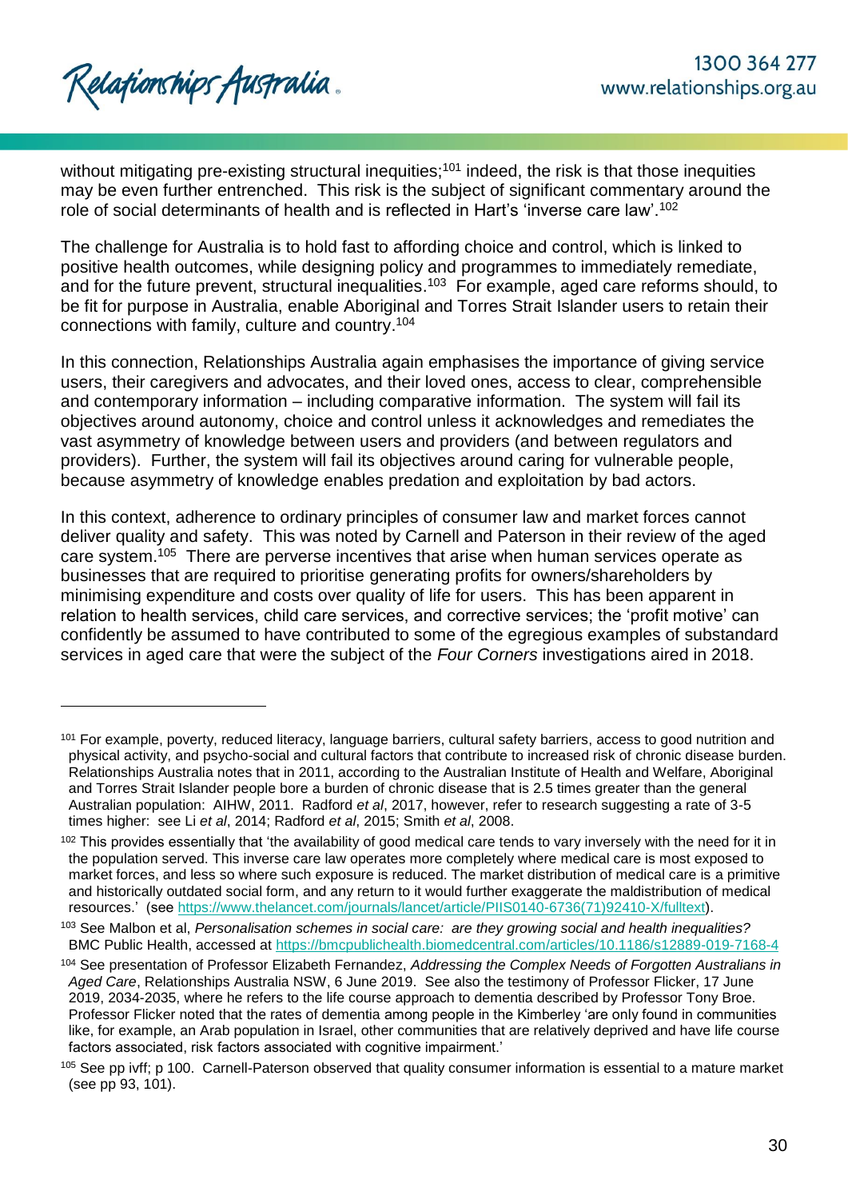without mitigating pre-existing structural inequities;[101] indeed, the risk is that those inequities may be even further entrenched. This risk is the subject of significant commentary around the role of social determinants of health and is reflected in Hart's 'inverse care law'.[102]

The challenge for Australia is to hold fast to affording choice and control, which is linked to positive health outcomes, while designing policy and programmes to immediately remediate, and for the future prevent, structural inequalities.[103] For example, aged care reforms should, to be fit for purpose in Australia, enable Aboriginal and Torres Strait Islander users to retain their connections with family, culture and country.[104]

In this connection, Relationships Australia again emphasises the importance of giving service users, their caregivers and advocates, and their loved ones, access to clear, comprehensible and contemporary information – including comparative information. The system will fail its objectives around autonomy, choice and control unless it acknowledges and remediates the vast asymmetry of knowledge between users and providers (and between regulators and providers). Further, the system will fail its objectives around caring for vulnerable people, because asymmetry of knowledge enables predation and exploitation by bad actors.

In this context, adherence to ordinary principles of consumer law and market forces cannot deliver quality and safety. This was noted by Carnell and Paterson in their review of the aged care system.[105] There are perverse incentives that arise when human services operate as businesses that are required to prioritise generating profits for owners/shareholders by minimising expenditure and costs over quality of life for users. This has been apparent in relation to health services, child care services, and corrective services; the 'profit motive' can confidently be assumed to have contributed to some of the egregious examples of substandard services in aged care that were the subject of the *Four Corners* investigations aired in 2018.

---

[101] For example, poverty, reduced literacy, language barriers, cultural safety barriers, access to good nutrition and physical activity, and psycho-social and cultural factors that contribute to increased risk of chronic disease burden. Relationships Australia notes that in 2011, according to the Australian Institute of Health and Welfare, Aboriginal and Torres Strait Islander people bore a burden of chronic disease that is 2.5 times greater than the general Australian population: AIHW, 2011. Radford *et al*, 2017, however, refer to research suggesting a rate of 3-5 times higher: see Li *et al*, 2014; Radford *et al*, 2015; Smith *et al*, 2008.

[102] This provides essentially that 'the availability of good medical care tends to vary inversely with the need for it in the population served. This inverse care law operates more completely where medical care is most exposed to market forces, and less so where such exposure is reduced. The market distribution of medical care is a primitive and historically outdated social form, and any return to it would further exaggerate the maldistribution of medical resources.' (see https://www.thelancet.com/journals/lancet/article/PIIS0140-6736(71)92410-X/fulltext).

[103] See Malbon et al, *Personalisation schemes in social care: are they growing social and health inequalities?* BMC Public Health, accessed at https://bmcpublichealth.biomedcentral.com/articles/10.1186/s12889-019-7168-4

[104] See presentation of Professor Elizabeth Fernandez, *Addressing the Complex Needs of Forgotten Australians in Aged Care*, Relationships Australia NSW, 6 June 2019. See also the testimony of Professor Flicker, 17 June 2019, 2034-2035, where he refers to the life course approach to dementia described by Professor Tony Broe. Professor Flicker noted that the rates of dementia among people in the Kimberley 'are only found in communities like, for example, an Arab population in Israel, other communities that are relatively deprived and have life course factors associated, risk factors associated with cognitive impairment.'

[105] See pp ivff; p 100. Carnell-Paterson observed that quality consumer information is essential to a mature market (see pp 93, 101).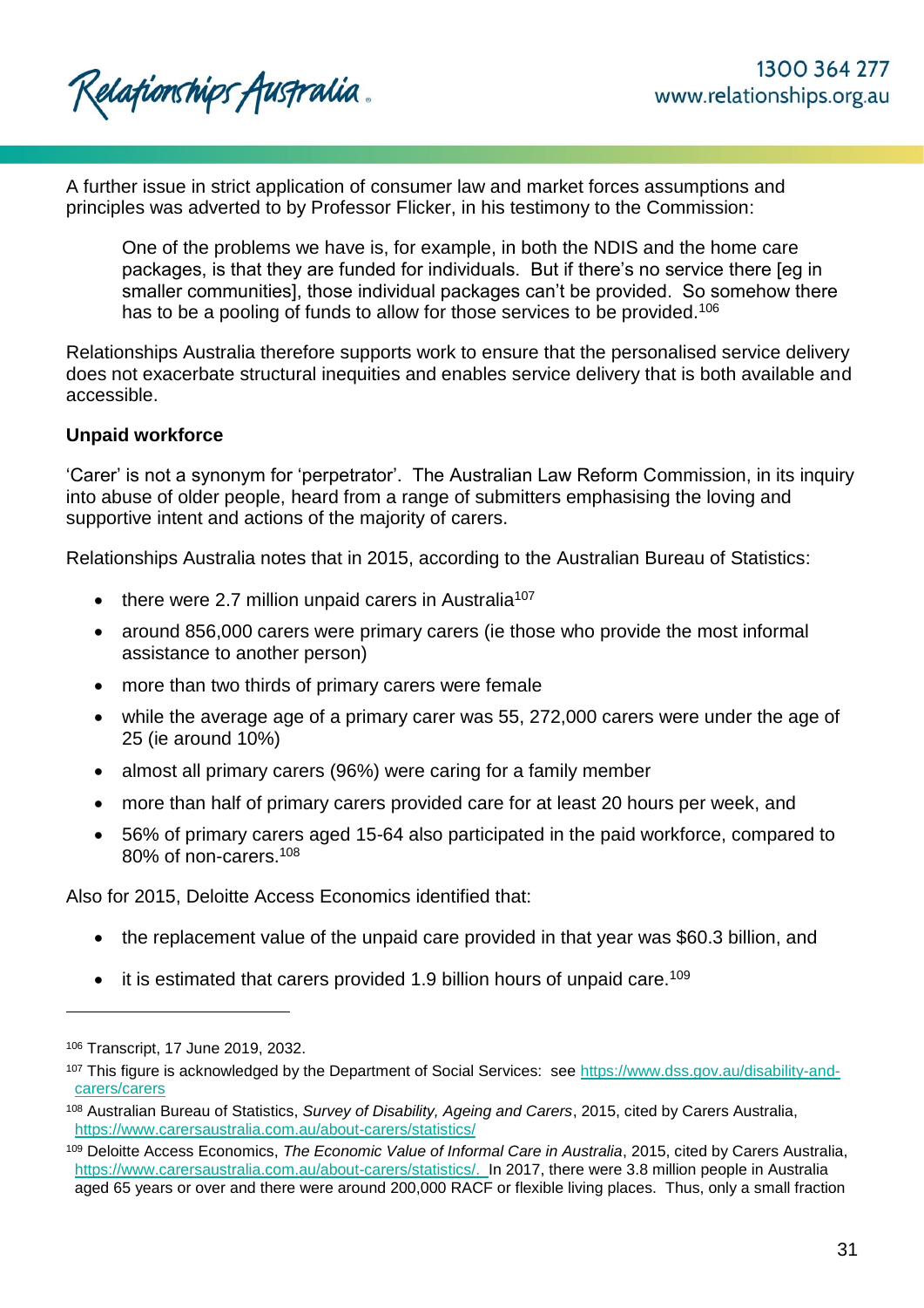A further issue in strict application of consumer law and market forces assumptions and principles was adverted to by Professor Flicker, in his testimony to the Commission:

> One of the problems we have is, for example, in both the NDIS and the home care packages, is that they are funded for individuals. But if there's no service there [eg in smaller communities], those individual packages can't be provided. So somehow there has to be a pooling of funds to allow for those services to be provided.[106]

Relationships Australia therefore supports work to ensure that the personalised service delivery does not exacerbate structural inequities and enables service delivery that is both available and accessible.

**Unpaid workforce**

'Carer' is not a synonym for 'perpetrator'. The Australian Law Reform Commission, in its inquiry into abuse of older people, heard from a range of submitters emphasising the loving and supportive intent and actions of the majority of carers.

Relationships Australia notes that in 2015, according to the Australian Bureau of Statistics:

- there were 2.7 million unpaid carers in Australia[107]
- around 856,000 carers were primary carers (ie those who provide the most informal assistance to another person)
- more than two thirds of primary carers were female
- while the average age of a primary carer was 55, 272,000 carers were under the age of 25 (ie around 10%)
- almost all primary carers (96%) were caring for a family member
- more than half of primary carers provided care for at least 20 hours per week, and
- 56% of primary carers aged 15-64 also participated in the paid workforce, compared to 80% of non-carers.[108]

Also for 2015, Deloitte Access Economics identified that:

- the replacement value of the unpaid care provided in that year was $60.3 billion, and
- it is estimated that carers provided 1.9 billion hours of unpaid care.[109]

---

[106] Transcript, 17 June 2019, 2032.

[107] This figure is acknowledged by the Department of Social Services: see https://www.dss.gov.au/disability-and-carers/carers

[108] Australian Bureau of Statistics, *Survey of Disability, Ageing and Carers*, 2015, cited by Carers Australia, https://www.carersaustralia.com.au/about-carers/statistics/

[109] Deloitte Access Economics, *The Economic Value of Informal Care in Australia*, 2015, cited by Carers Australia, https://www.carersaustralia.com.au/about-carers/statistics/. In 2017, there were 3.8 million people in Australia aged 65 years or over and there were around 200,000 RACF or flexible living places. Thus, only a small fraction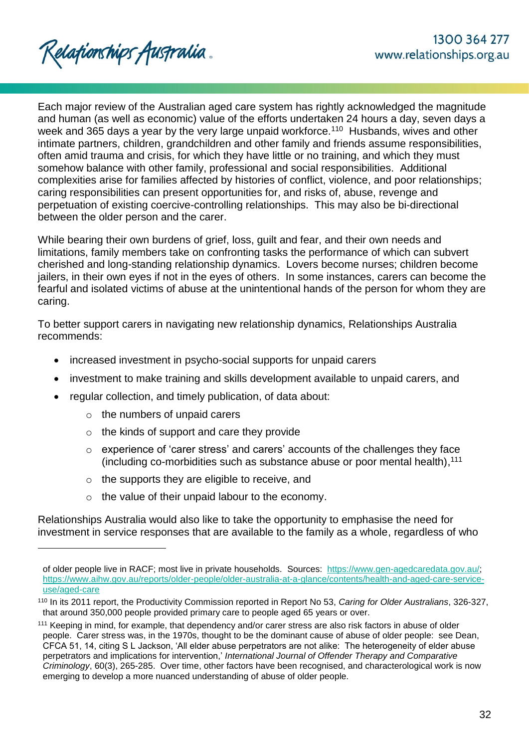Each major review of the Australian aged care system has rightly acknowledged the magnitude and human (as well as economic) value of the efforts undertaken 24 hours a day, seven days a week and 365 days a year by the very large unpaid workforce.[110] Husbands, wives and other intimate partners, children, grandchildren and other family and friends assume responsibilities, often amid trauma and crisis, for which they have little or no training, and which they must somehow balance with other family, professional and social responsibilities. Additional complexities arise for families affected by histories of conflict, violence, and poor relationships; caring responsibilities can present opportunities for, and risks of, abuse, revenge and perpetuation of existing coercive-controlling relationships. This may also be bi-directional between the older person and the carer.

While bearing their own burdens of grief, loss, guilt and fear, and their own needs and limitations, family members take on confronting tasks the performance of which can subvert cherished and long-standing relationship dynamics. Lovers become nurses; children become jailers, in their own eyes if not in the eyes of others. In some instances, carers can become the fearful and isolated victims of abuse at the unintentional hands of the person for whom they are caring.

To better support carers in navigating new relationship dynamics, Relationships Australia recommends:

- increased investment in psycho-social supports for unpaid carers
- investment to make training and skills development available to unpaid carers, and
- regular collection, and timely publication, of data about:
  - the numbers of unpaid carers
  - the kinds of support and care they provide
  - experience of 'carer stress' and carers' accounts of the challenges they face (including co-morbidities such as substance abuse or poor mental health),[111]
  - the supports they are eligible to receive, and
  - the value of their unpaid labour to the economy.

Relationships Australia would also like to take the opportunity to emphasise the need for investment in service responses that are available to the family as a whole, regardless of who

---

of older people live in RACF; most live in private households. Sources: https://www.gen-agedcaredata.gov.au/; https://www.aihw.gov.au/reports/older-people/older-australia-at-a-glance/contents/health-and-aged-care-service-use/aged-care

[110] In its 2011 report, the Productivity Commission reported in Report No 53, *Caring for Older Australians*, 326-327, that around 350,000 people provided primary care to people aged 65 years or over.

[111] Keeping in mind, for example, that dependency and/or carer stress are also risk factors in abuse of older people. Carer stress was, in the 1970s, thought to be the dominant cause of abuse of older people: see Dean, CFCA 51, 14, citing S L Jackson, 'All elder abuse perpetrators are not alike: The heterogeneity of elder abuse perpetrators and implications for intervention,' *International Journal of Offender Therapy and Comparative Criminology*, 60(3), 265-285. Over time, other factors have been recognised, and characterological work is now emerging to develop a more nuanced understanding of abuse of older people.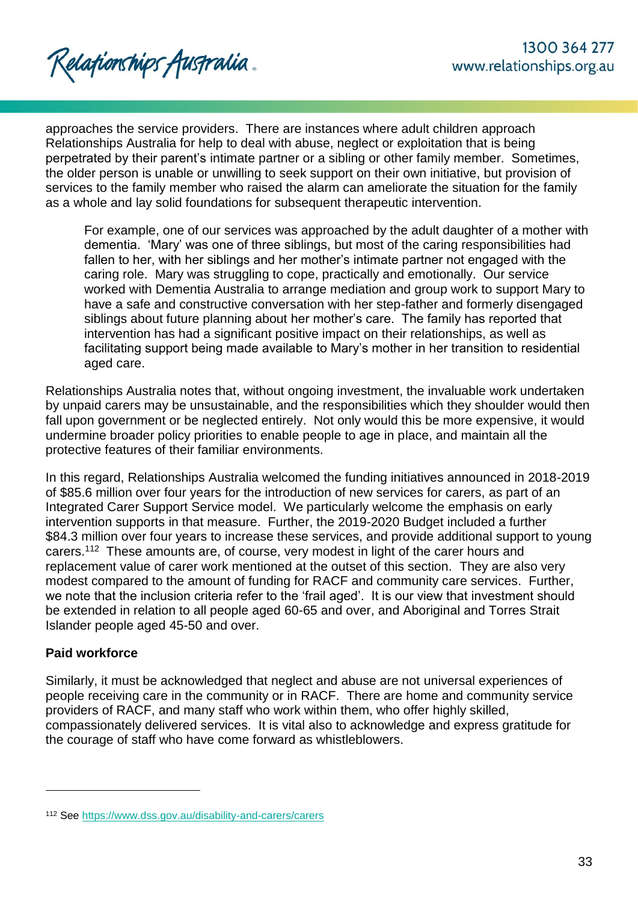approaches the service providers. There are instances where adult children approach Relationships Australia for help to deal with abuse, neglect or exploitation that is being perpetrated by their parent's intimate partner or a sibling or other family member. Sometimes, the older person is unable or unwilling to seek support on their own initiative, but provision of services to the family member who raised the alarm can ameliorate the situation for the family as a whole and lay solid foundations for subsequent therapeutic intervention.

> For example, one of our services was approached by the adult daughter of a mother with dementia. 'Mary' was one of three siblings, but most of the caring responsibilities had fallen to her, with her siblings and her mother's intimate partner not engaged with the caring role. Mary was struggling to cope, practically and emotionally. Our service worked with Dementia Australia to arrange mediation and group work to support Mary to have a safe and constructive conversation with her step-father and formerly disengaged siblings about future planning about her mother's care. The family has reported that intervention has had a significant positive impact on their relationships, as well as facilitating support being made available to Mary's mother in her transition to residential aged care.

Relationships Australia notes that, without ongoing investment, the invaluable work undertaken by unpaid carers may be unsustainable, and the responsibilities which they shoulder would then fall upon government or be neglected entirely. Not only would this be more expensive, it would undermine broader policy priorities to enable people to age in place, and maintain all the protective features of their familiar environments.

In this regard, Relationships Australia welcomed the funding initiatives announced in 2018-2019 of $85.6 million over four years for the introduction of new services for carers, as part of an Integrated Carer Support Service model. We particularly welcome the emphasis on early intervention supports in that measure. Further, the 2019-2020 Budget included a further $84.3 million over four years to increase these services, and provide additional support to young carers.[112] These amounts are, of course, very modest in light of the carer hours and replacement value of carer work mentioned at the outset of this section. They are also very modest compared to the amount of funding for RACF and community care services. Further, we note that the inclusion criteria refer to the 'frail aged'. It is our view that investment should be extended in relation to all people aged 60-65 and over, and Aboriginal and Torres Strait Islander people aged 45-50 and over.

**Paid workforce**

Similarly, it must be acknowledged that neglect and abuse are not universal experiences of people receiving care in the community or in RACF. There are home and community service providers of RACF, and many staff who work within them, who offer highly skilled, compassionately delivered services. It is vital also to acknowledge and express gratitude for the courage of staff who have come forward as whistleblowers.

---

[112] See https://www.dss.gov.au/disability-and-carers/carers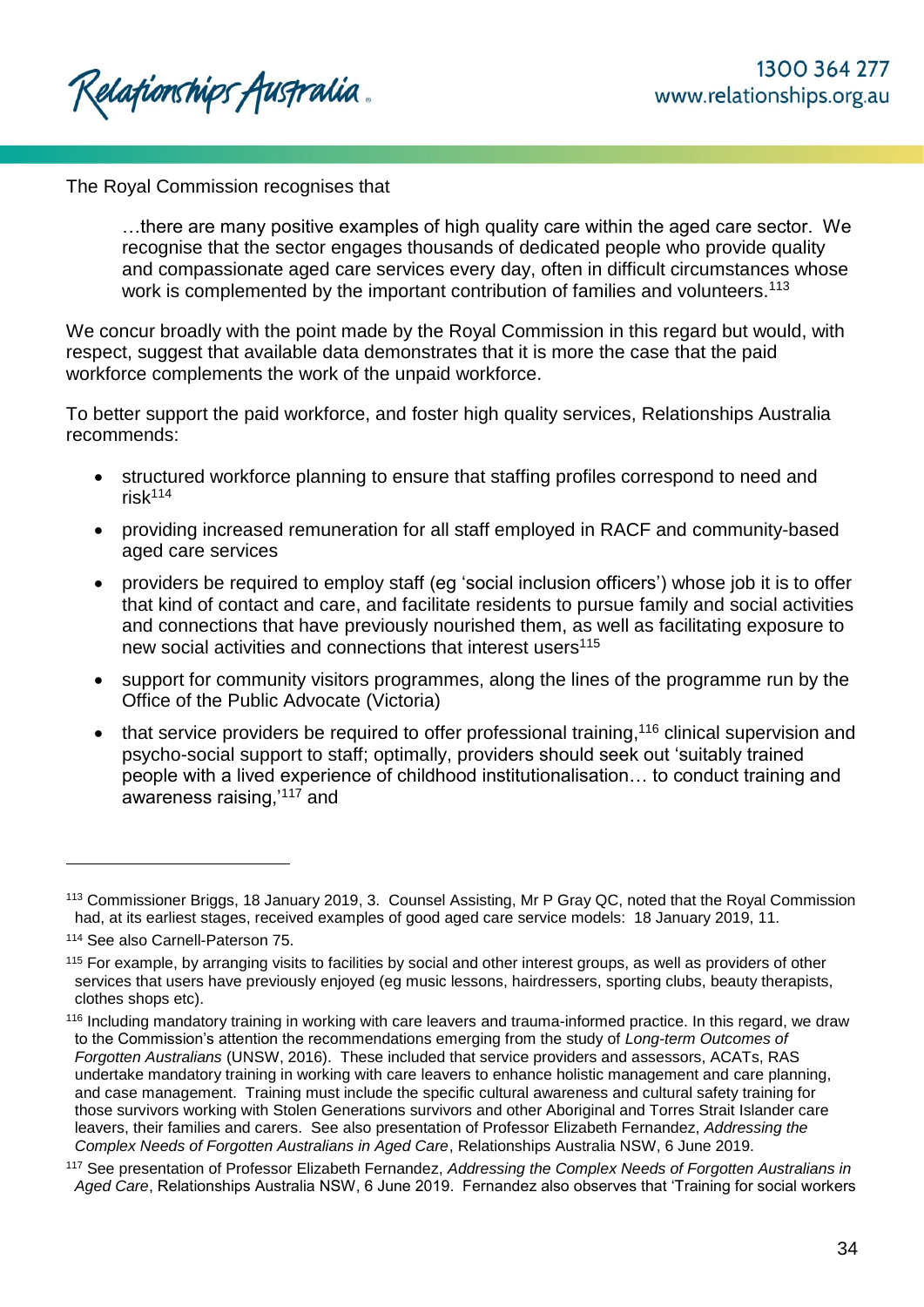The Royal Commission recognises that

> …there are many positive examples of high quality care within the aged care sector. We recognise that the sector engages thousands of dedicated people who provide quality and compassionate aged care services every day, often in difficult circumstances whose work is complemented by the important contribution of families and volunteers.[113]

We concur broadly with the point made by the Royal Commission in this regard but would, with respect, suggest that available data demonstrates that it is more the case that the paid workforce complements the work of the unpaid workforce.

To better support the paid workforce, and foster high quality services, Relationships Australia recommends:

- structured workforce planning to ensure that staffing profiles correspond to need and risk[114]
- providing increased remuneration for all staff employed in RACF and community-based aged care services
- providers be required to employ staff (eg 'social inclusion officers') whose job it is to offer that kind of contact and care, and facilitate residents to pursue family and social activities and connections that have previously nourished them, as well as facilitating exposure to new social activities and connections that interest users[115]
- support for community visitors programmes, along the lines of the programme run by the Office of the Public Advocate (Victoria)
- that service providers be required to offer professional training,[116] clinical supervision and psycho-social support to staff; optimally, providers should seek out 'suitably trained people with a lived experience of childhood institutionalisation… to conduct training and awareness raising,'[117] and

---

[113] Commissioner Briggs, 18 January 2019, 3. Counsel Assisting, Mr P Gray QC, noted that the Royal Commission had, at its earliest stages, received examples of good aged care service models: 18 January 2019, 11.

[114] See also Carnell-Paterson 75.

[115] For example, by arranging visits to facilities by social and other interest groups, as well as providers of other services that users have previously enjoyed (eg music lessons, hairdressers, sporting clubs, beauty therapists, clothes shops etc).

[116] Including mandatory training in working with care leavers and trauma-informed practice. In this regard, we draw to the Commission's attention the recommendations emerging from the study of *Long-term Outcomes of Forgotten Australians* (UNSW, 2016). These included that service providers and assessors, ACATs, RAS undertake mandatory training in working with care leavers to enhance holistic management and care planning, and case management. Training must include the specific cultural awareness and cultural safety training for those survivors working with Stolen Generations survivors and other Aboriginal and Torres Strait Islander care leavers, their families and carers. See also presentation of Professor Elizabeth Fernandez, *Addressing the Complex Needs of Forgotten Australians in Aged Care*, Relationships Australia NSW, 6 June 2019.

[117] See presentation of Professor Elizabeth Fernandez, *Addressing the Complex Needs of Forgotten Australians in Aged Care*, Relationships Australia NSW, 6 June 2019. Fernandez also observes that 'Training for social workers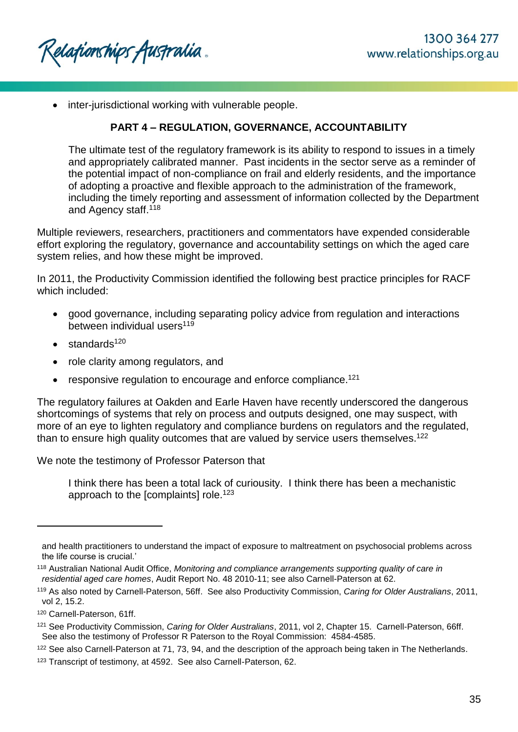- inter-jurisdictional working with vulnerable people.

## PART 4 – REGULATION, GOVERNANCE, ACCOUNTABILITY

> The ultimate test of the regulatory framework is its ability to respond to issues in a timely and appropriately calibrated manner. Past incidents in the sector serve as a reminder of the potential impact of non-compliance on frail and elderly residents, and the importance of adopting a proactive and flexible approach to the administration of the framework, including the timely reporting and assessment of information collected by the Department and Agency staff.[118]

Multiple reviewers, researchers, practitioners and commentators have expended considerable effort exploring the regulatory, governance and accountability settings on which the aged care system relies, and how these might be improved.

In 2011, the Productivity Commission identified the following best practice principles for RACF which included:

- good governance, including separating policy advice from regulation and interactions between individual users[119]
- standards[120]
- role clarity among regulators, and
- responsive regulation to encourage and enforce compliance.[121]

The regulatory failures at Oakden and Earle Haven have recently underscored the dangerous shortcomings of systems that rely on process and outputs designed, one may suspect, with more of an eye to lighten regulatory and compliance burdens on regulators and the regulated, than to ensure high quality outcomes that are valued by service users themselves.[122]

We note the testimony of Professor Paterson that

> I think there has been a total lack of curiousity. I think there has been a mechanistic approach to the [complaints] role.[123]

---

and health practitioners to understand the impact of exposure to maltreatment on psychosocial problems across the life course is crucial.'

[118] Australian National Audit Office, *Monitoring and compliance arrangements supporting quality of care in residential aged care homes*, Audit Report No. 48 2010-11; see also Carnell-Paterson at 62.

[119] As also noted by Carnell-Paterson, 56ff. See also Productivity Commission, *Caring for Older Australians*, 2011, vol 2, 15.2.

[120] Carnell-Paterson, 61ff.

[121] See Productivity Commission, *Caring for Older Australians*, 2011, vol 2, Chapter 15. Carnell-Paterson, 66ff. See also the testimony of Professor R Paterson to the Royal Commission: 4584-4585.

[122] See also Carnell-Paterson at 71, 73, 94, and the description of the approach being taken in The Netherlands.

[123] Transcript of testimony, at 4592. See also Carnell-Paterson, 62.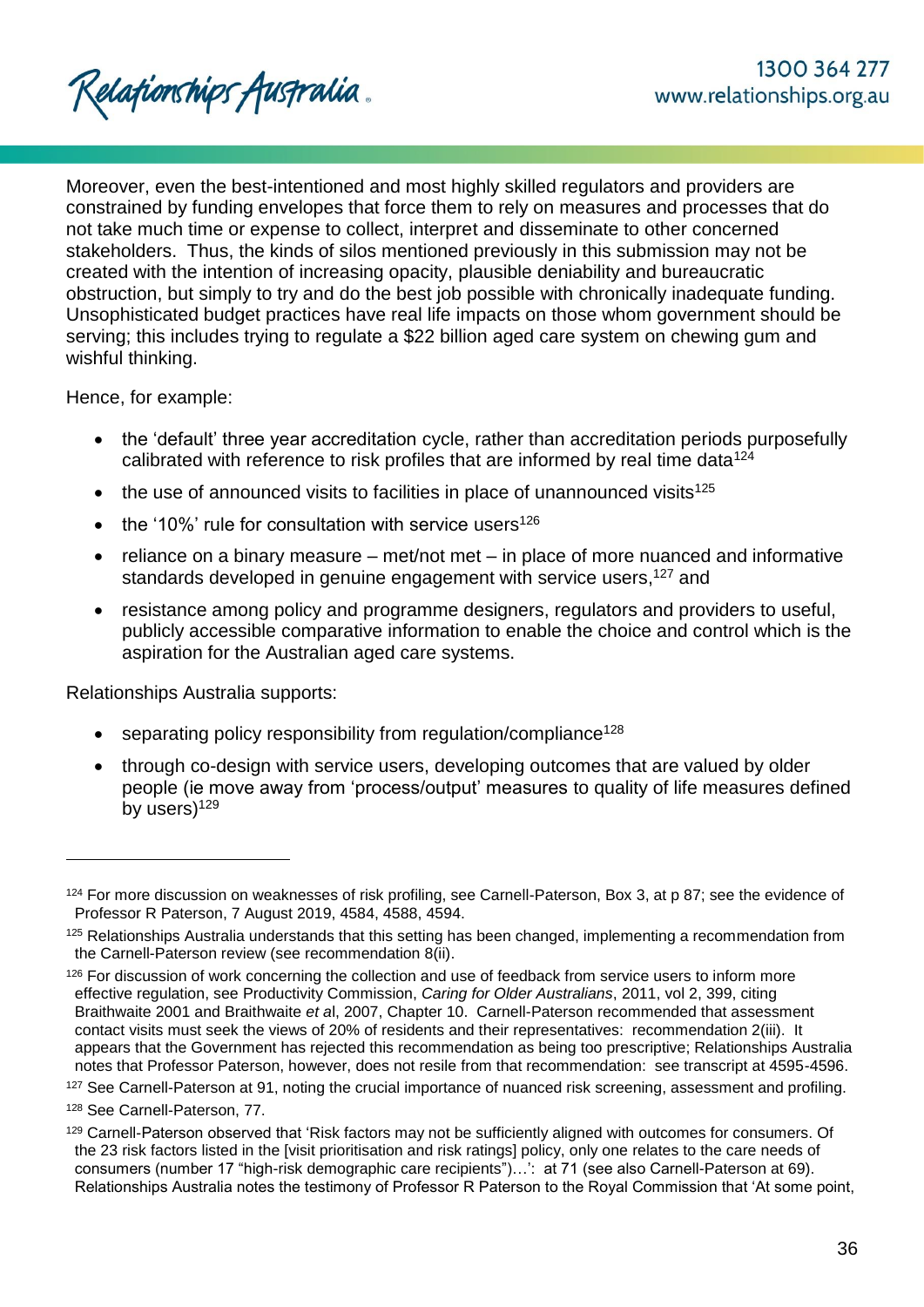Moreover, even the best-intentioned and most highly skilled regulators and providers are constrained by funding envelopes that force them to rely on measures and processes that do not take much time or expense to collect, interpret and disseminate to other concerned stakeholders. Thus, the kinds of silos mentioned previously in this submission may not be created with the intention of increasing opacity, plausible deniability and bureaucratic obstruction, but simply to try and do the best job possible with chronically inadequate funding. Unsophisticated budget practices have real life impacts on those whom government should be serving; this includes trying to regulate a $22 billion aged care system on chewing gum and wishful thinking.

Hence, for example:

- the 'default' three year accreditation cycle, rather than accreditation periods purposefully calibrated with reference to risk profiles that are informed by real time data[124]
- the use of announced visits to facilities in place of unannounced visits[125]
- the '10%' rule for consultation with service users[126]
- reliance on a binary measure – met/not met – in place of more nuanced and informative standards developed in genuine engagement with service users,[127] and
- resistance among policy and programme designers, regulators and providers to useful, publicly accessible comparative information to enable the choice and control which is the aspiration for the Australian aged care systems.

Relationships Australia supports:

- separating policy responsibility from regulation/compliance[128]
- through co-design with service users, developing outcomes that are valued by older people (ie move away from 'process/output' measures to quality of life measures defined by users)[129]

---

[124] For more discussion on weaknesses of risk profiling, see Carnell-Paterson, Box 3, at p 87; see the evidence of Professor R Paterson, 7 August 2019, 4584, 4588, 4594.

[125] Relationships Australia understands that this setting has been changed, implementing a recommendation from the Carnell-Paterson review (see recommendation 8(ii).

[126] For discussion of work concerning the collection and use of feedback from service users to inform more effective regulation, see Productivity Commission, *Caring for Older Australians*, 2011, vol 2, 399, citing Braithwaite 2001 and Braithwaite *et a*l, 2007, Chapter 10. Carnell-Paterson recommended that assessment contact visits must seek the views of 20% of residents and their representatives: recommendation 2(iii). It appears that the Government has rejected this recommendation as being too prescriptive; Relationships Australia notes that Professor Paterson, however, does not resile from that recommendation: see transcript at 4595-4596.

[127] See Carnell-Paterson at 91, noting the crucial importance of nuanced risk screening, assessment and profiling.

[128] See Carnell-Paterson, 77.

[129] Carnell-Paterson observed that 'Risk factors may not be sufficiently aligned with outcomes for consumers. Of the 23 risk factors listed in the [visit prioritisation and risk ratings] policy, only one relates to the care needs of consumers (number 17 "high-risk demographic care recipients")…': at 71 (see also Carnell-Paterson at 69). Relationships Australia notes the testimony of Professor R Paterson to the Royal Commission that 'At some point,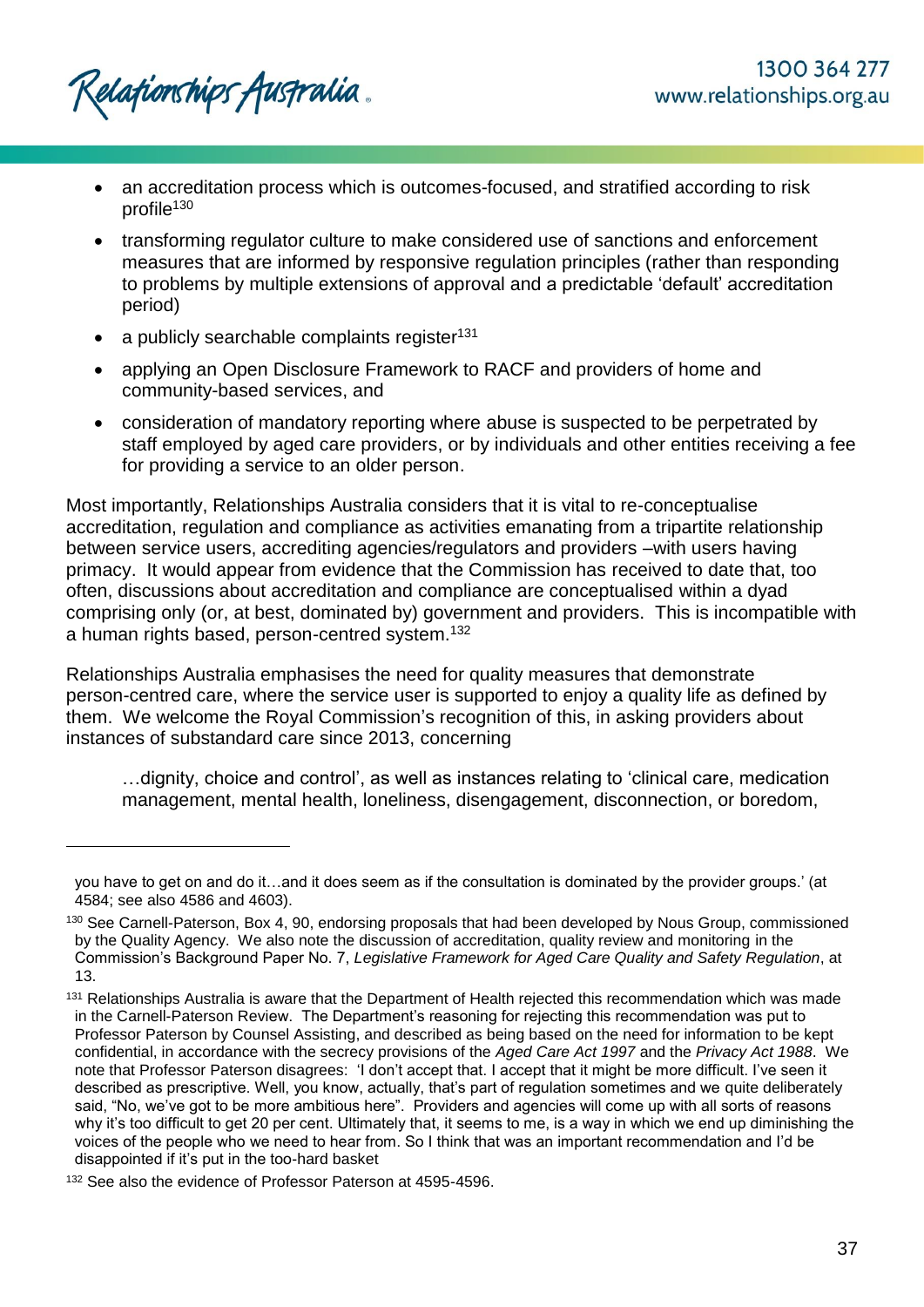- an accreditation process which is outcomes-focused, and stratified according to risk profile[130]
- transforming regulator culture to make considered use of sanctions and enforcement measures that are informed by responsive regulation principles (rather than responding to problems by multiple extensions of approval and a predictable 'default' accreditation period)
- a publicly searchable complaints register[131]
- applying an Open Disclosure Framework to RACF and providers of home and community-based services, and
- consideration of mandatory reporting where abuse is suspected to be perpetrated by staff employed by aged care providers, or by individuals and other entities receiving a fee for providing a service to an older person.

Most importantly, Relationships Australia considers that it is vital to re-conceptualise accreditation, regulation and compliance as activities emanating from a tripartite relationship between service users, accrediting agencies/regulators and providers –with users having primacy. It would appear from evidence that the Commission has received to date that, too often, discussions about accreditation and compliance are conceptualised within a dyad comprising only (or, at best, dominated by) government and providers. This is incompatible with a human rights based, person-centred system.[132]

Relationships Australia emphasises the need for quality measures that demonstrate person-centred care, where the service user is supported to enjoy a quality life as defined by them. We welcome the Royal Commission's recognition of this, in asking providers about instances of substandard care since 2013, concerning

> …dignity, choice and control', as well as instances relating to 'clinical care, medication management, mental health, loneliness, disengagement, disconnection, or boredom,

---

you have to get on and do it…and it does seem as if the consultation is dominated by the provider groups.' (at 4584; see also 4586 and 4603).

[130] See Carnell-Paterson, Box 4, 90, endorsing proposals that had been developed by Nous Group, commissioned by the Quality Agency. We also note the discussion of accreditation, quality review and monitoring in the Commission's Background Paper No. 7, *Legislative Framework for Aged Care Quality and Safety Regulation*, at 13.

[131] Relationships Australia is aware that the Department of Health rejected this recommendation which was made in the Carnell-Paterson Review. The Department's reasoning for rejecting this recommendation was put to Professor Paterson by Counsel Assisting, and described as being based on the need for information to be kept confidential, in accordance with the secrecy provisions of the *Aged Care Act 1997* and the *Privacy Act 1988*. We note that Professor Paterson disagrees: 'I don't accept that. I accept that it might be more difficult. I've seen it described as prescriptive. Well, you know, actually, that's part of regulation sometimes and we quite deliberately said, "No, we've got to be more ambitious here". Providers and agencies will come up with all sorts of reasons why it's too difficult to get 20 per cent. Ultimately that, it seems to me, is a way in which we end up diminishing the voices of the people who we need to hear from. So I think that was an important recommendation and I'd be disappointed if it's put in the too-hard basket

[132] See also the evidence of Professor Paterson at 4595-4596.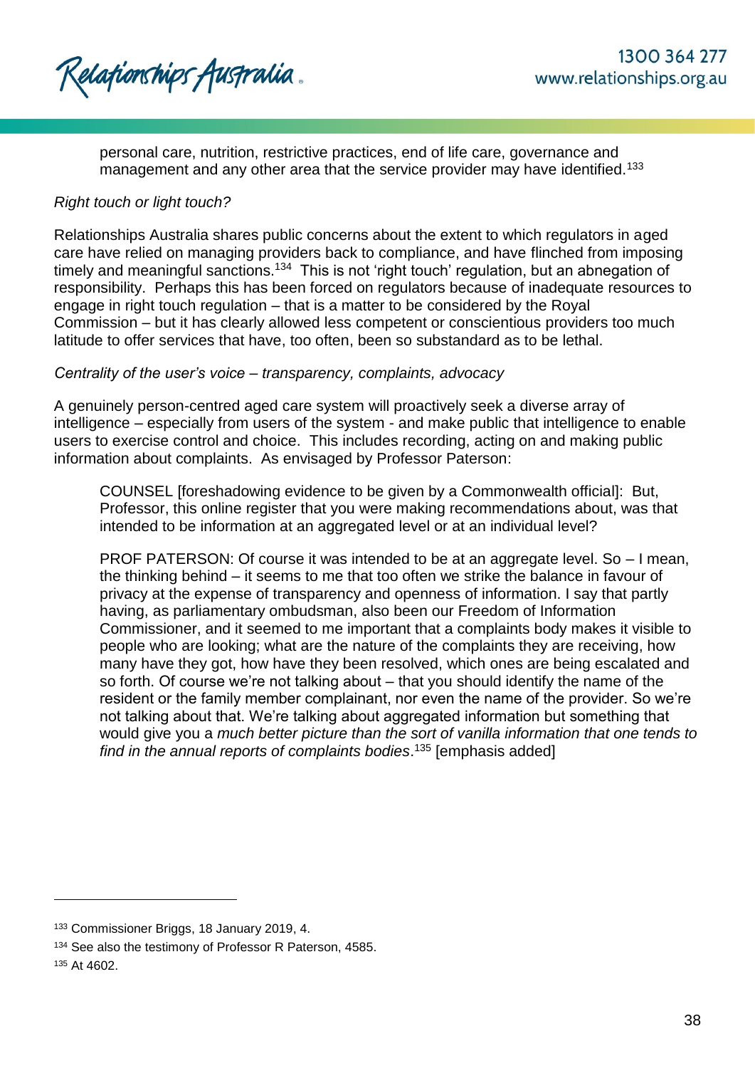personal care, nutrition, restrictive practices, end of life care, governance and management and any other area that the service provider may have identified.[133]

*Right touch or light touch?*

Relationships Australia shares public concerns about the extent to which regulators in aged care have relied on managing providers back to compliance, and have flinched from imposing timely and meaningful sanctions.[134] This is not 'right touch' regulation, but an abnegation of responsibility. Perhaps this has been forced on regulators because of inadequate resources to engage in right touch regulation – that is a matter to be considered by the Royal Commission – but it has clearly allowed less competent or conscientious providers too much latitude to offer services that have, too often, been so substandard as to be lethal.

*Centrality of the user's voice – transparency, complaints, advocacy*

A genuinely person-centred aged care system will proactively seek a diverse array of intelligence – especially from users of the system - and make public that intelligence to enable users to exercise control and choice. This includes recording, acting on and making public information about complaints. As envisaged by Professor Paterson:

> COUNSEL [foreshadowing evidence to be given by a Commonwealth official]: But, Professor, this online register that you were making recommendations about, was that intended to be information at an aggregated level or at an individual level?
>
> PROF PATERSON: Of course it was intended to be at an aggregate level. So – I mean, the thinking behind – it seems to me that too often we strike the balance in favour of privacy at the expense of transparency and openness of information. I say that partly having, as parliamentary ombudsman, also been our Freedom of Information Commissioner, and it seemed to me important that a complaints body makes it visible to people who are looking; what are the nature of the complaints they are receiving, how many have they got, how have they been resolved, which ones are being escalated and so forth. Of course we're not talking about – that you should identify the name of the resident or the family member complainant, nor even the name of the provider. So we're not talking about that. We're talking about aggregated information but something that would give you a *much better picture than the sort of vanilla information that one tends to find in the annual reports of complaints bodies*.[135] [emphasis added]

---

[133] Commissioner Briggs, 18 January 2019, 4.

[134] See also the testimony of Professor R Paterson, 4585.

[135] At 4602.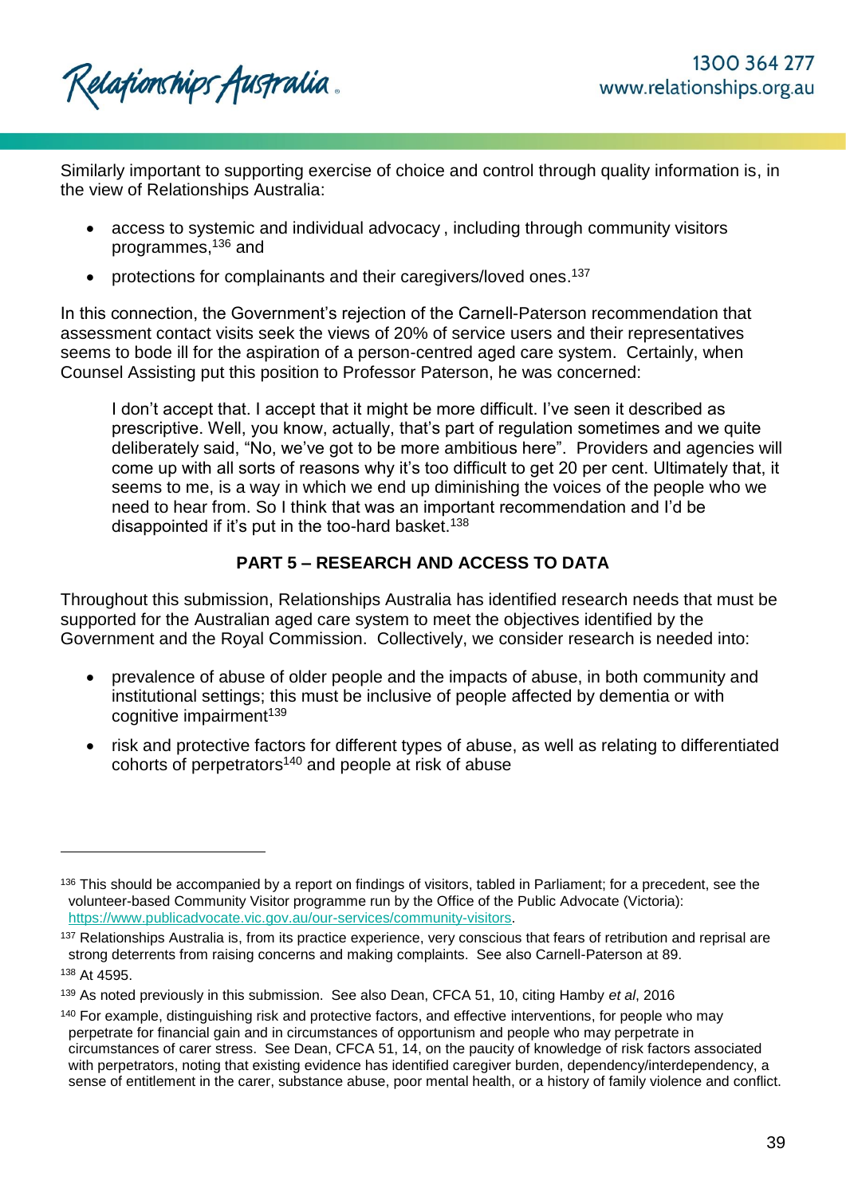Similarly important to supporting exercise of choice and control through quality information is, in the view of Relationships Australia:

- access to systemic and individual advocacy , including through community visitors programmes,[136] and
- protections for complainants and their caregivers/loved ones.[137]

In this connection, the Government's rejection of the Carnell-Paterson recommendation that assessment contact visits seek the views of 20% of service users and their representatives seems to bode ill for the aspiration of a person-centred aged care system. Certainly, when Counsel Assisting put this position to Professor Paterson, he was concerned:

> I don't accept that. I accept that it might be more difficult. I've seen it described as prescriptive. Well, you know, actually, that's part of regulation sometimes and we quite deliberately said, "No, we've got to be more ambitious here". Providers and agencies will come up with all sorts of reasons why it's too difficult to get 20 per cent. Ultimately that, it seems to me, is a way in which we end up diminishing the voices of the people who we need to hear from. So I think that was an important recommendation and I'd be disappointed if it's put in the too-hard basket.[138]

## PART 5 – RESEARCH AND ACCESS TO DATA

Throughout this submission, Relationships Australia has identified research needs that must be supported for the Australian aged care system to meet the objectives identified by the Government and the Royal Commission. Collectively, we consider research is needed into:

- prevalence of abuse of older people and the impacts of abuse, in both community and institutional settings; this must be inclusive of people affected by dementia or with cognitive impairment[139]
- risk and protective factors for different types of abuse, as well as relating to differentiated cohorts of perpetrators[140] and people at risk of abuse

---

[136] This should be accompanied by a report on findings of visitors, tabled in Parliament; for a precedent, see the volunteer-based Community Visitor programme run by the Office of the Public Advocate (Victoria): https://www.publicadvocate.vic.gov.au/our-services/community-visitors.

[137] Relationships Australia is, from its practice experience, very conscious that fears of retribution and reprisal are strong deterrents from raising concerns and making complaints. See also Carnell-Paterson at 89.

[138] At 4595.

[139] As noted previously in this submission. See also Dean, CFCA 51, 10, citing Hamby *et al*, 2016

[140] For example, distinguishing risk and protective factors, and effective interventions, for people who may perpetrate for financial gain and in circumstances of opportunism and people who may perpetrate in circumstances of carer stress. See Dean, CFCA 51, 14, on the paucity of knowledge of risk factors associated with perpetrators, noting that existing evidence has identified caregiver burden, dependency/interdependency, a sense of entitlement in the carer, substance abuse, poor mental health, or a history of family violence and conflict.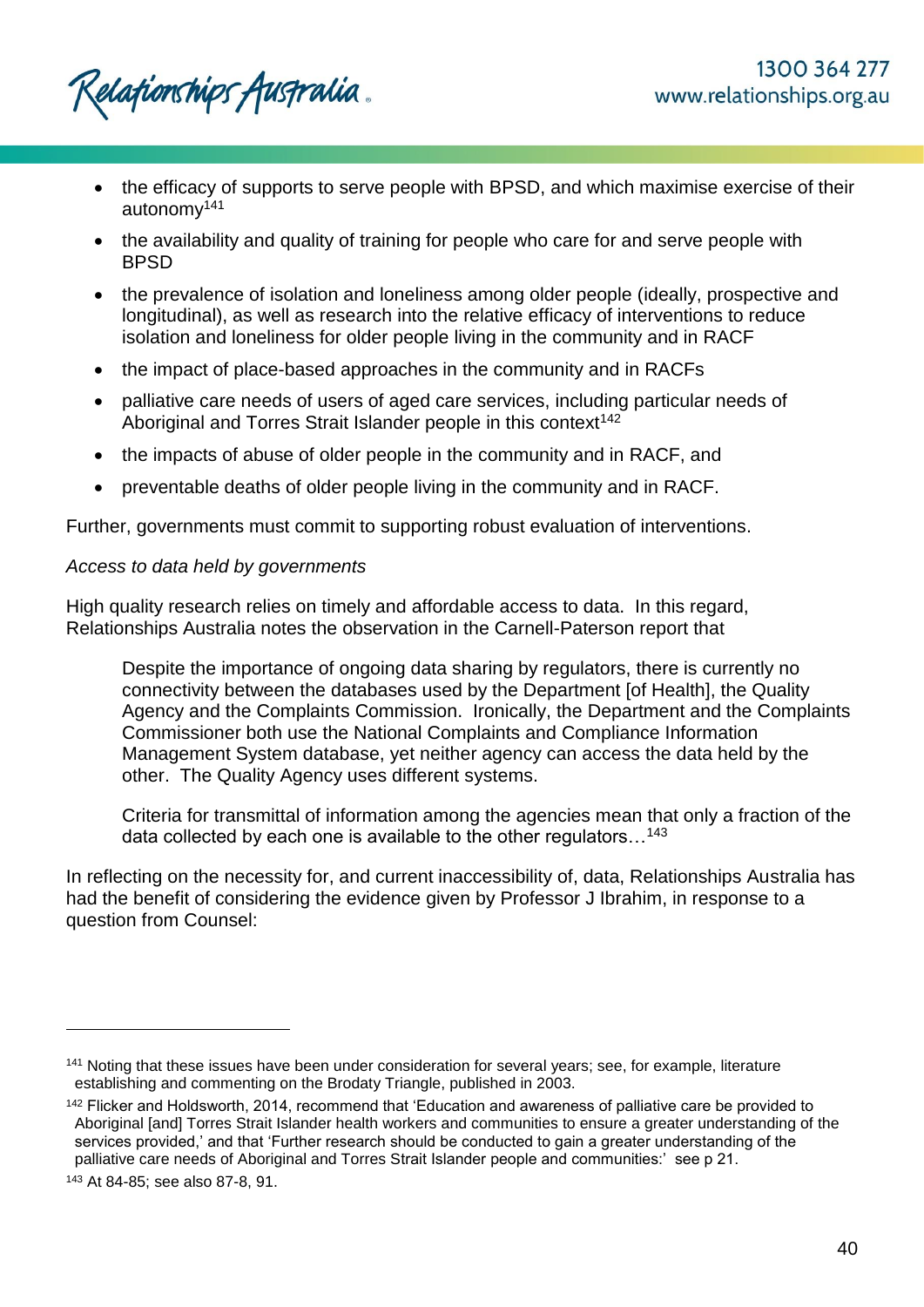- the efficacy of supports to serve people with BPSD, and which maximise exercise of their autonomy[141]
- the availability and quality of training for people who care for and serve people with BPSD
- the prevalence of isolation and loneliness among older people (ideally, prospective and longitudinal), as well as research into the relative efficacy of interventions to reduce isolation and loneliness for older people living in the community and in RACF
- the impact of place-based approaches in the community and in RACFs
- palliative care needs of users of aged care services, including particular needs of Aboriginal and Torres Strait Islander people in this context[142]
- the impacts of abuse of older people in the community and in RACF, and
- preventable deaths of older people living in the community and in RACF.

Further, governments must commit to supporting robust evaluation of interventions.

*Access to data held by governments*

High quality research relies on timely and affordable access to data. In this regard, Relationships Australia notes the observation in the Carnell-Paterson report that

> Despite the importance of ongoing data sharing by regulators, there is currently no connectivity between the databases used by the Department [of Health], the Quality Agency and the Complaints Commission. Ironically, the Department and the Complaints Commissioner both use the National Complaints and Compliance Information Management System database, yet neither agency can access the data held by the other. The Quality Agency uses different systems.
>
> Criteria for transmittal of information among the agencies mean that only a fraction of the data collected by each one is available to the other regulators…[143]

In reflecting on the necessity for, and current inaccessibility of, data, Relationships Australia has had the benefit of considering the evidence given by Professor J Ibrahim, in response to a question from Counsel:

---

[141] Noting that these issues have been under consideration for several years; see, for example, literature establishing and commenting on the Brodaty Triangle, published in 2003.

[142] Flicker and Holdsworth, 2014, recommend that 'Education and awareness of palliative care be provided to Aboriginal [and] Torres Strait Islander health workers and communities to ensure a greater understanding of the services provided,' and that 'Further research should be conducted to gain a greater understanding of the palliative care needs of Aboriginal and Torres Strait Islander people and communities:' see p 21.

[143] At 84-85; see also 87-8, 91.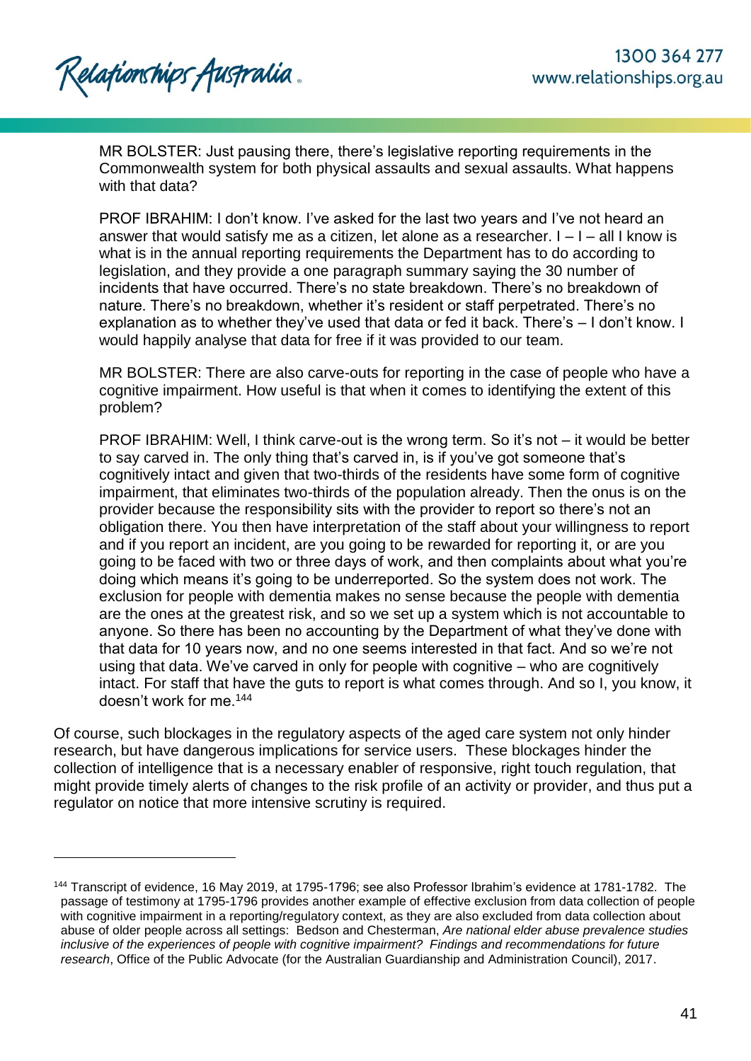MR BOLSTER: Just pausing there, there's legislative reporting requirements in the Commonwealth system for both physical assaults and sexual assaults. What happens with that data?

PROF IBRAHIM: I don't know. I've asked for the last two years and I've not heard an answer that would satisfy me as a citizen, let alone as a researcher. I – I – all I know is what is in the annual reporting requirements the Department has to do according to legislation, and they provide a one paragraph summary saying the 30 number of incidents that have occurred. There's no state breakdown. There's no breakdown of nature. There's no breakdown, whether it's resident or staff perpetrated. There's no explanation as to whether they've used that data or fed it back. There's – I don't know. I would happily analyse that data for free if it was provided to our team.

MR BOLSTER: There are also carve-outs for reporting in the case of people who have a cognitive impairment. How useful is that when it comes to identifying the extent of this problem?

PROF IBRAHIM: Well, I think carve-out is the wrong term. So it's not – it would be better to say carved in. The only thing that's carved in, is if you've got someone that's cognitively intact and given that two-thirds of the residents have some form of cognitive impairment, that eliminates two-thirds of the population already. Then the onus is on the provider because the responsibility sits with the provider to report so there's not an obligation there. You then have interpretation of the staff about your willingness to report and if you report an incident, are you going to be rewarded for reporting it, or are you going to be faced with two or three days of work, and then complaints about what you're doing which means it's going to be underreported. So the system does not work. The exclusion for people with dementia makes no sense because the people with dementia are the ones at the greatest risk, and so we set up a system which is not accountable to anyone. So there has been no accounting by the Department of what they've done with that data for 10 years now, and no one seems interested in that fact. And so we're not using that data. We've carved in only for people with cognitive – who are cognitively intact. For staff that have the guts to report is what comes through. And so I, you know, it doesn't work for me.[144]

Of course, such blockages in the regulatory aspects of the aged care system not only hinder research, but have dangerous implications for service users. These blockages hinder the collection of intelligence that is a necessary enabler of responsive, right touch regulation, that might provide timely alerts of changes to the risk profile of an activity or provider, and thus put a regulator on notice that more intensive scrutiny is required.

---

[144] Transcript of evidence, 16 May 2019, at 1795-1796; see also Professor Ibrahim's evidence at 1781-1782. The passage of testimony at 1795-1796 provides another example of effective exclusion from data collection of people with cognitive impairment in a reporting/regulatory context, as they are also excluded from data collection about abuse of older people across all settings: Bedson and Chesterman, *Are national elder abuse prevalence studies inclusive of the experiences of people with cognitive impairment? Findings and recommendations for future research*, Office of the Public Advocate (for the Australian Guardianship and Administration Council), 2017.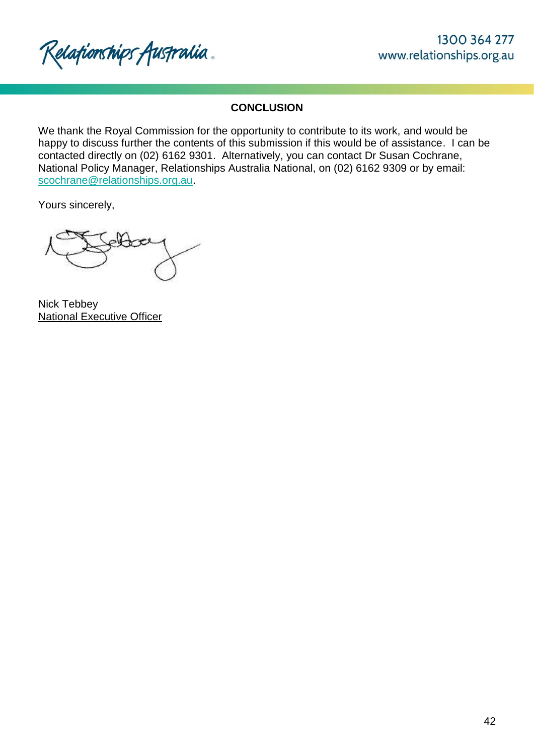## CONCLUSION

We thank the Royal Commission for the opportunity to contribute to its work, and would be happy to discuss further the contents of this submission if this would be of assistance. I can be contacted directly on (02) 6162 9301. Alternatively, you can contact Dr Susan Cochrane, National Policy Manager, Relationships Australia National, on (02) 6162 9309 or by email: scochrane@relationships.org.au.

Yours sincerely,

Nick Tebbey
National Executive Officer